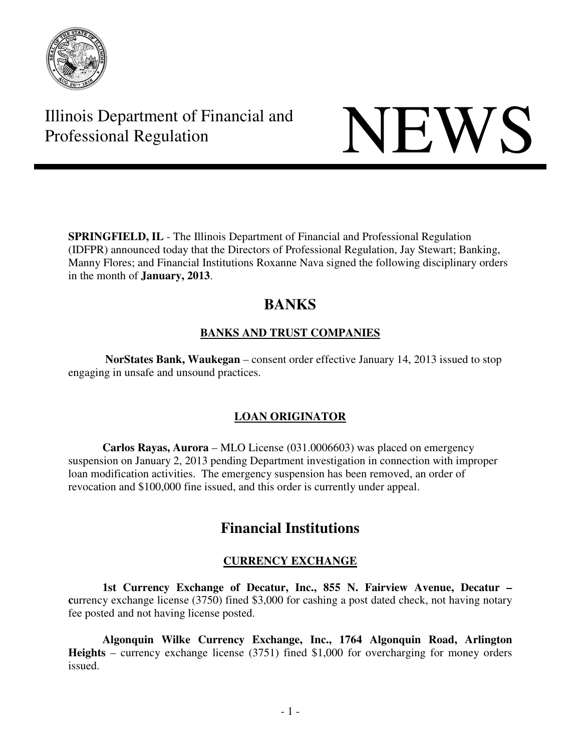Illinois Department of Financial and Professional Regulation

# NEWS

**SPRINGFIELD, IL** - The Illinois Department of Financial and Professional Regulation (IDFPR) announced today that the Directors of Professional Regulation, Jay Stewart; Banking, Manny Flores; and Financial Institutions Roxanne Nava signed the following disciplinary orders in the month of **January, 2013**.

## BANKS

### BANKS AND TRUST COMPANIES

**NorStates Bank, Waukegan** – consent order effective January 14, 2013 issued to stop engaging in unsafe and unsound practices.

### LOAN ORIGINATOR

**Carlos Rayas, Aurora** – MLO License (031.0006603) was placed on emergency suspension on January 2, 2013 pending Department investigation in connection with improper loan modification activities. The emergency suspension has been removed, an order of revocation and $100,000 fine issued, and this order is currently under appeal.

## Financial Institutions

### CURRENCY EXCHANGE

**1st Currency Exchange of Decatur, Inc., 855 N. Fairview Avenue, Decatur – c**urrency exchange license (3750) fined $3,000 for cashing a post dated check, not having notary fee posted and not having license posted.

**Algonquin Wilke Currency Exchange, Inc., 1764 Algonquin Road, Arlington Heights** – currency exchange license (3751) fined $1,000 for overcharging for money orders issued.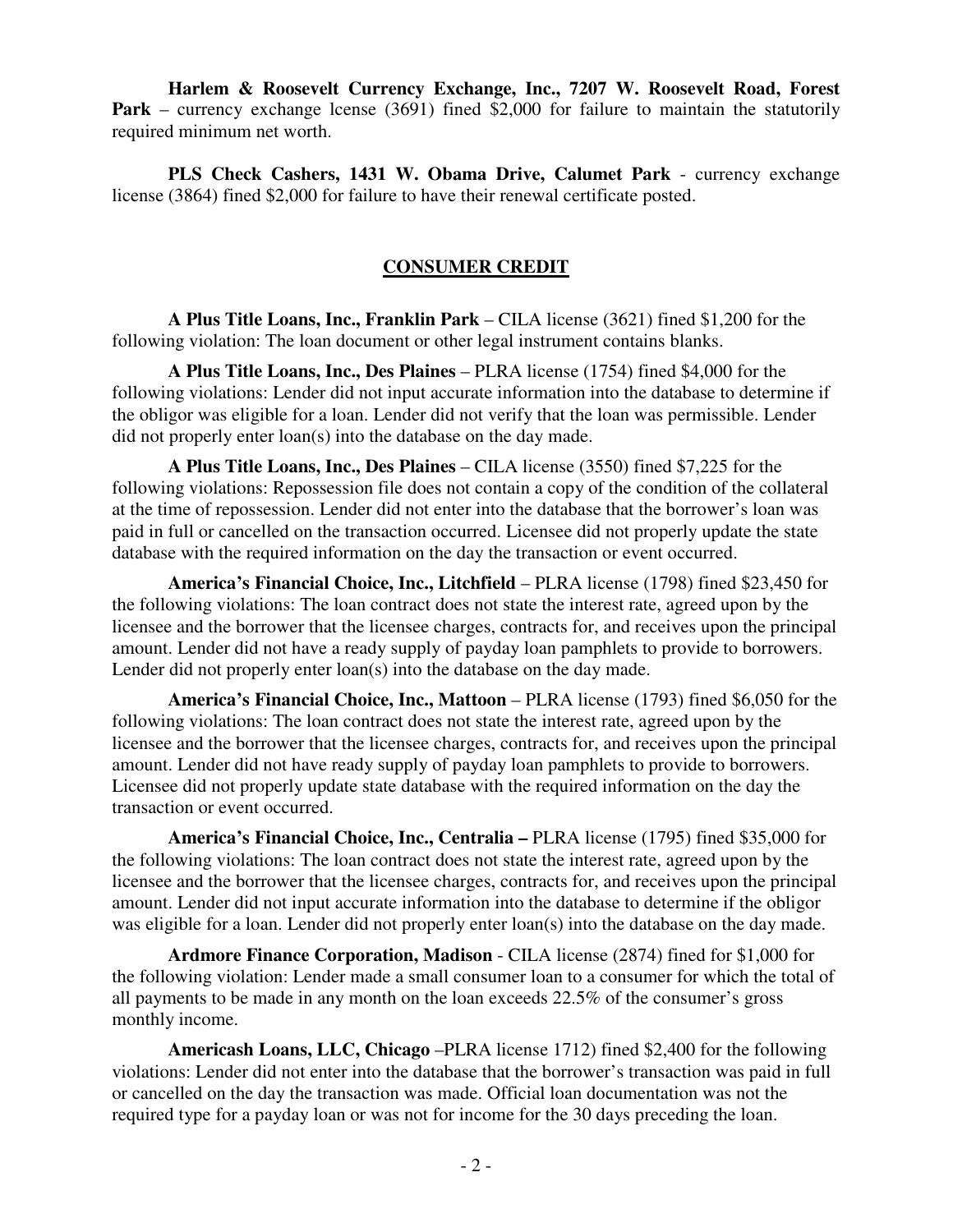**Harlem & Roosevelt Currency Exchange, Inc., 7207 W. Roosevelt Road, Forest Park** – currency exchange lcense (3691) fined $2,000 for failure to maintain the statutorily required minimum net worth.

**PLS Check Cashers, 1431 W. Obama Drive, Calumet Park** - currency exchange license (3864) fined $2,000 for failure to have their renewal certificate posted.

## CONSUMER CREDIT

**A Plus Title Loans, Inc., Franklin Park** – CILA license (3621) fined $1,200 for the following violation: The loan document or other legal instrument contains blanks.

**A Plus Title Loans, Inc., Des Plaines** – PLRA license (1754) fined $4,000 for the following violations: Lender did not input accurate information into the database to determine if the obligor was eligible for a loan. Lender did not verify that the loan was permissible. Lender did not properly enter loan(s) into the database on the day made.

**A Plus Title Loans, Inc., Des Plaines** – CILA license (3550) fined $7,225 for the following violations: Repossession file does not contain a copy of the condition of the collateral at the time of repossession. Lender did not enter into the database that the borrower's loan was paid in full or cancelled on the transaction occurred. Licensee did not properly update the state database with the required information on the day the transaction or event occurred.

**America's Financial Choice, Inc., Litchfield** – PLRA license (1798) fined $23,450 for the following violations: The loan contract does not state the interest rate, agreed upon by the licensee and the borrower that the licensee charges, contracts for, and receives upon the principal amount. Lender did not have a ready supply of payday loan pamphlets to provide to borrowers. Lender did not properly enter loan(s) into the database on the day made.

**America's Financial Choice, Inc., Mattoon** – PLRA license (1793) fined $6,050 for the following violations: The loan contract does not state the interest rate, agreed upon by the licensee and the borrower that the licensee charges, contracts for, and receives upon the principal amount. Lender did not have ready supply of payday loan pamphlets to provide to borrowers. Licensee did not properly update state database with the required information on the day the transaction or event occurred.

**America's Financial Choice, Inc., Centralia –** PLRA license (1795) fined $35,000 for the following violations: The loan contract does not state the interest rate, agreed upon by the licensee and the borrower that the licensee charges, contracts for, and receives upon the principal amount. Lender did not input accurate information into the database to determine if the obligor was eligible for a loan. Lender did not properly enter loan(s) into the database on the day made.

**Ardmore Finance Corporation, Madison** - CILA license (2874) fined for $1,000 for the following violation: Lender made a small consumer loan to a consumer for which the total of all payments to be made in any month on the loan exceeds 22.5% of the consumer's gross monthly income.

**Americash Loans, LLC, Chicago** –PLRA license 1712) fined $2,400 for the following violations: Lender did not enter into the database that the borrower's transaction was paid in full or cancelled on the day the transaction was made. Official loan documentation was not the required type for a payday loan or was not for income for the 30 days preceding the loan.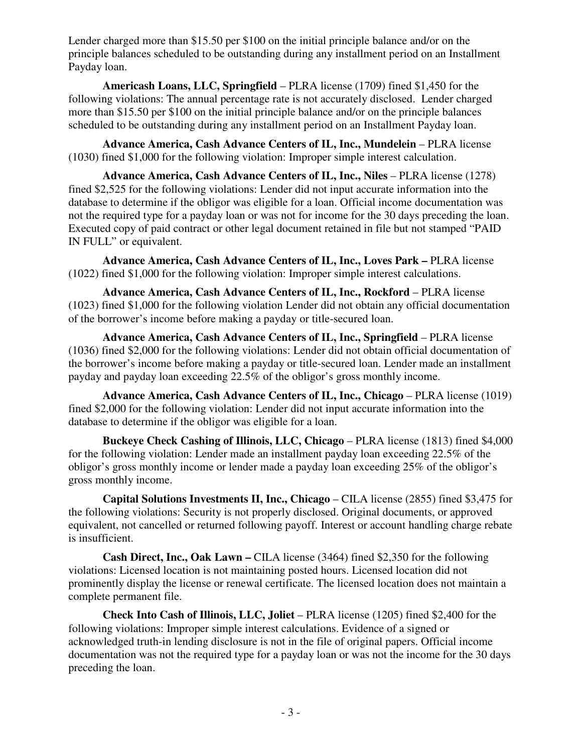Lender charged more than $15.50 per $100 on the initial principle balance and/or on the principle balances scheduled to be outstanding during any installment period on an Installment Payday loan.

**Americash Loans, LLC, Springfield** – PLRA license (1709) fined $1,450 for the following violations: The annual percentage rate is not accurately disclosed. Lender charged more than $15.50 per $100 on the initial principle balance and/or on the principle balances scheduled to be outstanding during any installment period on an Installment Payday loan.

**Advance America, Cash Advance Centers of IL, Inc., Mundelein** – PLRA license (1030) fined $1,000 for the following violation: Improper simple interest calculation.

**Advance America, Cash Advance Centers of IL, Inc., Niles** – PLRA license (1278) fined $2,525 for the following violations: Lender did not input accurate information into the database to determine if the obligor was eligible for a loan. Official income documentation was not the required type for a payday loan or was not for income for the 30 days preceding the loan. Executed copy of paid contract or other legal document retained in file but not stamped "PAID IN FULL" or equivalent.

**Advance America, Cash Advance Centers of IL, Inc., Loves Park –** PLRA license (1022) fined $1,000 for the following violation: Improper simple interest calculations.

**Advance America, Cash Advance Centers of IL, Inc., Rockford** – PLRA license (1023) fined $1,000 for the following violation Lender did not obtain any official documentation of the borrower's income before making a payday or title-secured loan.

**Advance America, Cash Advance Centers of IL, Inc., Springfield** – PLRA license (1036) fined $2,000 for the following violations: Lender did not obtain official documentation of the borrower's income before making a payday or title-secured loan. Lender made an installment payday and payday loan exceeding 22.5% of the obligor's gross monthly income.

**Advance America, Cash Advance Centers of IL, Inc., Chicago** – PLRA license (1019) fined $2,000 for the following violation: Lender did not input accurate information into the database to determine if the obligor was eligible for a loan.

**Buckeye Check Cashing of Illinois, LLC, Chicago** – PLRA license (1813) fined $4,000 for the following violation: Lender made an installment payday loan exceeding 22.5% of the obligor's gross monthly income or lender made a payday loan exceeding 25% of the obligor's gross monthly income.

**Capital Solutions Investments II, Inc., Chicago** – CILA license (2855) fined $3,475 for the following violations: Security is not properly disclosed. Original documents, or approved equivalent, not cancelled or returned following payoff. Interest or account handling charge rebate is insufficient.

**Cash Direct, Inc., Oak Lawn –** CILA license (3464) fined $2,350 for the following violations: Licensed location is not maintaining posted hours. Licensed location did not prominently display the license or renewal certificate. The licensed location does not maintain a complete permanent file.

**Check Into Cash of Illinois, LLC, Joliet** – PLRA license (1205) fined $2,400 for the following violations: Improper simple interest calculations. Evidence of a signed or acknowledged truth-in lending disclosure is not in the file of original papers. Official income documentation was not the required type for a payday loan or was not the income for the 30 days preceding the loan.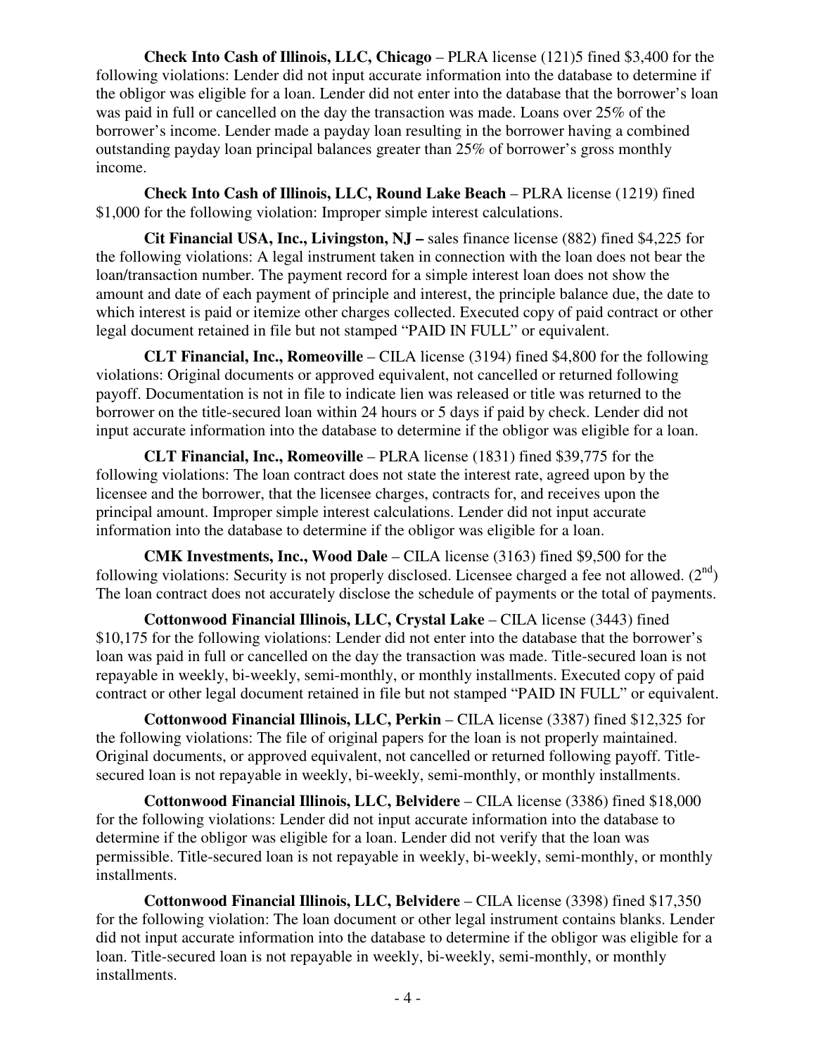**Check Into Cash of Illinois, LLC, Chicago** – PLRA license (121)5 fined $3,400 for the following violations: Lender did not input accurate information into the database to determine if the obligor was eligible for a loan. Lender did not enter into the database that the borrower's loan was paid in full or cancelled on the day the transaction was made. Loans over 25% of the borrower's income. Lender made a payday loan resulting in the borrower having a combined outstanding payday loan principal balances greater than 25% of borrower's gross monthly income.

**Check Into Cash of Illinois, LLC, Round Lake Beach** – PLRA license (1219) fined $1,000 for the following violation: Improper simple interest calculations.

**Cit Financial USA, Inc., Livingston, NJ –** sales finance license (882) fined $4,225 for the following violations: A legal instrument taken in connection with the loan does not bear the loan/transaction number. The payment record for a simple interest loan does not show the amount and date of each payment of principle and interest, the principle balance due, the date to which interest is paid or itemize other charges collected. Executed copy of paid contract or other legal document retained in file but not stamped "PAID IN FULL" or equivalent.

**CLT Financial, Inc., Romeoville** – CILA license (3194) fined $4,800 for the following violations: Original documents or approved equivalent, not cancelled or returned following payoff. Documentation is not in file to indicate lien was released or title was returned to the borrower on the title-secured loan within 24 hours or 5 days if paid by check. Lender did not input accurate information into the database to determine if the obligor was eligible for a loan.

**CLT Financial, Inc., Romeoville** – PLRA license (1831) fined $39,775 for the following violations: The loan contract does not state the interest rate, agreed upon by the licensee and the borrower, that the licensee charges, contracts for, and receives upon the principal amount. Improper simple interest calculations. Lender did not input accurate information into the database to determine if the obligor was eligible for a loan.

**CMK Investments, Inc., Wood Dale** – CILA license (3163) fined $9,500 for the following violations: Security is not properly disclosed. Licensee charged a fee not allowed. (2nd) The loan contract does not accurately disclose the schedule of payments or the total of payments.

**Cottonwood Financial Illinois, LLC, Crystal Lake** – CILA license (3443) fined $10,175 for the following violations: Lender did not enter into the database that the borrower's loan was paid in full or cancelled on the day the transaction was made. Title-secured loan is not repayable in weekly, bi-weekly, semi-monthly, or monthly installments. Executed copy of paid contract or other legal document retained in file but not stamped "PAID IN FULL" or equivalent.

**Cottonwood Financial Illinois, LLC, Perkin** – CILA license (3387) fined $12,325 for the following violations: The file of original papers for the loan is not properly maintained. Original documents, or approved equivalent, not cancelled or returned following payoff. Title-secured loan is not repayable in weekly, bi-weekly, semi-monthly, or monthly installments.

**Cottonwood Financial Illinois, LLC, Belvidere** – CILA license (3386) fined $18,000 for the following violations: Lender did not input accurate information into the database to determine if the obligor was eligible for a loan. Lender did not verify that the loan was permissible. Title-secured loan is not repayable in weekly, bi-weekly, semi-monthly, or monthly installments.

**Cottonwood Financial Illinois, LLC, Belvidere** – CILA license (3398) fined $17,350 for the following violation: The loan document or other legal instrument contains blanks. Lender did not input accurate information into the database to determine if the obligor was eligible for a loan. Title-secured loan is not repayable in weekly, bi-weekly, semi-monthly, or monthly installments.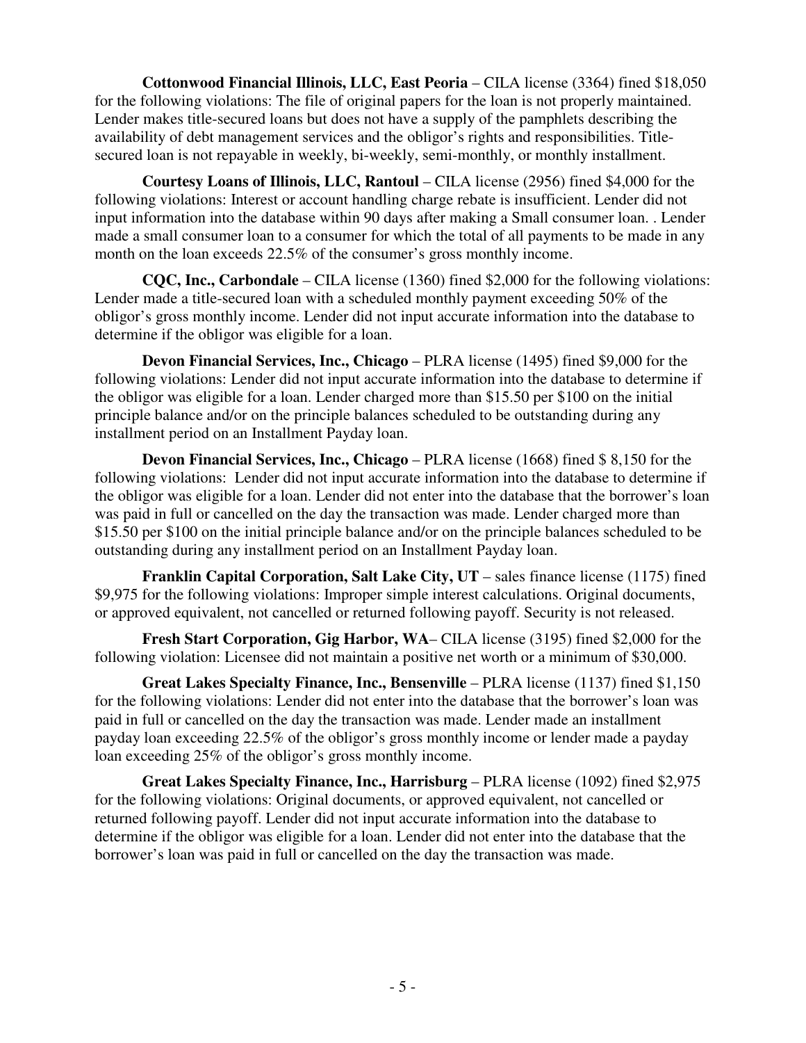**Cottonwood Financial Illinois, LLC, East Peoria** – CILA license (3364) fined $18,050 for the following violations: The file of original papers for the loan is not properly maintained. Lender makes title-secured loans but does not have a supply of the pamphlets describing the availability of debt management services and the obligor's rights and responsibilities. Title-secured loan is not repayable in weekly, bi-weekly, semi-monthly, or monthly installment.

**Courtesy Loans of Illinois, LLC, Rantoul** – CILA license (2956) fined $4,000 for the following violations: Interest or account handling charge rebate is insufficient. Lender did not input information into the database within 90 days after making a Small consumer loan. . Lender made a small consumer loan to a consumer for which the total of all payments to be made in any month on the loan exceeds 22.5% of the consumer's gross monthly income.

**CQC, Inc., Carbondale** – CILA license (1360) fined $2,000 for the following violations: Lender made a title-secured loan with a scheduled monthly payment exceeding 50% of the obligor's gross monthly income. Lender did not input accurate information into the database to determine if the obligor was eligible for a loan.

**Devon Financial Services, Inc., Chicago** – PLRA license (1495) fined $9,000 for the following violations: Lender did not input accurate information into the database to determine if the obligor was eligible for a loan. Lender charged more than $15.50 per $100 on the initial principle balance and/or on the principle balances scheduled to be outstanding during any installment period on an Installment Payday loan.

**Devon Financial Services, Inc., Chicago** – PLRA license (1668) fined $ 8,150 for the following violations: Lender did not input accurate information into the database to determine if the obligor was eligible for a loan. Lender did not enter into the database that the borrower's loan was paid in full or cancelled on the day the transaction was made. Lender charged more than $15.50 per $100 on the initial principle balance and/or on the principle balances scheduled to be outstanding during any installment period on an Installment Payday loan.

**Franklin Capital Corporation, Salt Lake City, UT** – sales finance license (1175) fined $9,975 for the following violations: Improper simple interest calculations. Original documents, or approved equivalent, not cancelled or returned following payoff. Security is not released.

**Fresh Start Corporation, Gig Harbor, WA**– CILA license (3195) fined $2,000 for the following violation: Licensee did not maintain a positive net worth or a minimum of $30,000.

**Great Lakes Specialty Finance, Inc., Bensenville** – PLRA license (1137) fined $1,150 for the following violations: Lender did not enter into the database that the borrower's loan was paid in full or cancelled on the day the transaction was made. Lender made an installment payday loan exceeding 22.5% of the obligor's gross monthly income or lender made a payday loan exceeding 25% of the obligor's gross monthly income.

**Great Lakes Specialty Finance, Inc., Harrisburg** – PLRA license (1092) fined $2,975 for the following violations: Original documents, or approved equivalent, not cancelled or returned following payoff. Lender did not input accurate information into the database to determine if the obligor was eligible for a loan. Lender did not enter into the database that the borrower's loan was paid in full or cancelled on the day the transaction was made.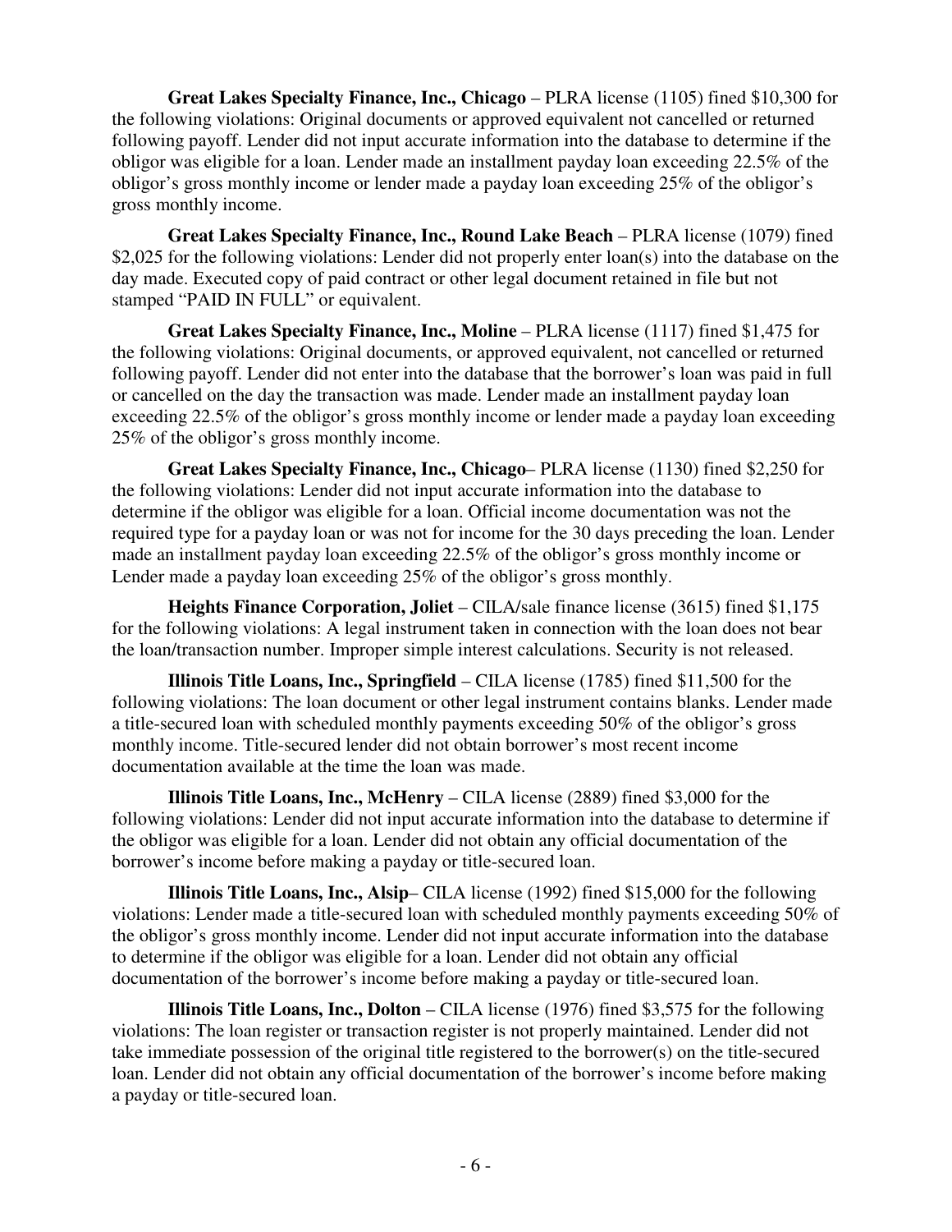**Great Lakes Specialty Finance, Inc., Chicago** – PLRA license (1105) fined $10,300 for the following violations: Original documents or approved equivalent not cancelled or returned following payoff. Lender did not input accurate information into the database to determine if the obligor was eligible for a loan. Lender made an installment payday loan exceeding 22.5% of the obligor's gross monthly income or lender made a payday loan exceeding 25% of the obligor's gross monthly income.

**Great Lakes Specialty Finance, Inc., Round Lake Beach** – PLRA license (1079) fined $2,025 for the following violations: Lender did not properly enter loan(s) into the database on the day made. Executed copy of paid contract or other legal document retained in file but not stamped "PAID IN FULL" or equivalent.

**Great Lakes Specialty Finance, Inc., Moline** – PLRA license (1117) fined $1,475 for the following violations: Original documents, or approved equivalent, not cancelled or returned following payoff. Lender did not enter into the database that the borrower's loan was paid in full or cancelled on the day the transaction was made. Lender made an installment payday loan exceeding 22.5% of the obligor's gross monthly income or lender made a payday loan exceeding 25% of the obligor's gross monthly income.

**Great Lakes Specialty Finance, Inc., Chicago**– PLRA license (1130) fined $2,250 for the following violations: Lender did not input accurate information into the database to determine if the obligor was eligible for a loan. Official income documentation was not the required type for a payday loan or was not for income for the 30 days preceding the loan. Lender made an installment payday loan exceeding 22.5% of the obligor's gross monthly income or Lender made a payday loan exceeding 25% of the obligor's gross monthly.

**Heights Finance Corporation, Joliet** – CILA/sale finance license (3615) fined $1,175 for the following violations: A legal instrument taken in connection with the loan does not bear the loan/transaction number. Improper simple interest calculations. Security is not released.

**Illinois Title Loans, Inc., Springfield** – CILA license (1785) fined $11,500 for the following violations: The loan document or other legal instrument contains blanks. Lender made a title-secured loan with scheduled monthly payments exceeding 50% of the obligor's gross monthly income. Title-secured lender did not obtain borrower's most recent income documentation available at the time the loan was made.

**Illinois Title Loans, Inc., McHenry** – CILA license (2889) fined $3,000 for the following violations: Lender did not input accurate information into the database to determine if the obligor was eligible for a loan. Lender did not obtain any official documentation of the borrower's income before making a payday or title-secured loan.

**Illinois Title Loans, Inc., Alsip**– CILA license (1992) fined $15,000 for the following violations: Lender made a title-secured loan with scheduled monthly payments exceeding 50% of the obligor's gross monthly income. Lender did not input accurate information into the database to determine if the obligor was eligible for a loan. Lender did not obtain any official documentation of the borrower's income before making a payday or title-secured loan.

**Illinois Title Loans, Inc., Dolton** – CILA license (1976) fined $3,575 for the following violations: The loan register or transaction register is not properly maintained. Lender did not take immediate possession of the original title registered to the borrower(s) on the title-secured loan. Lender did not obtain any official documentation of the borrower's income before making a payday or title-secured loan.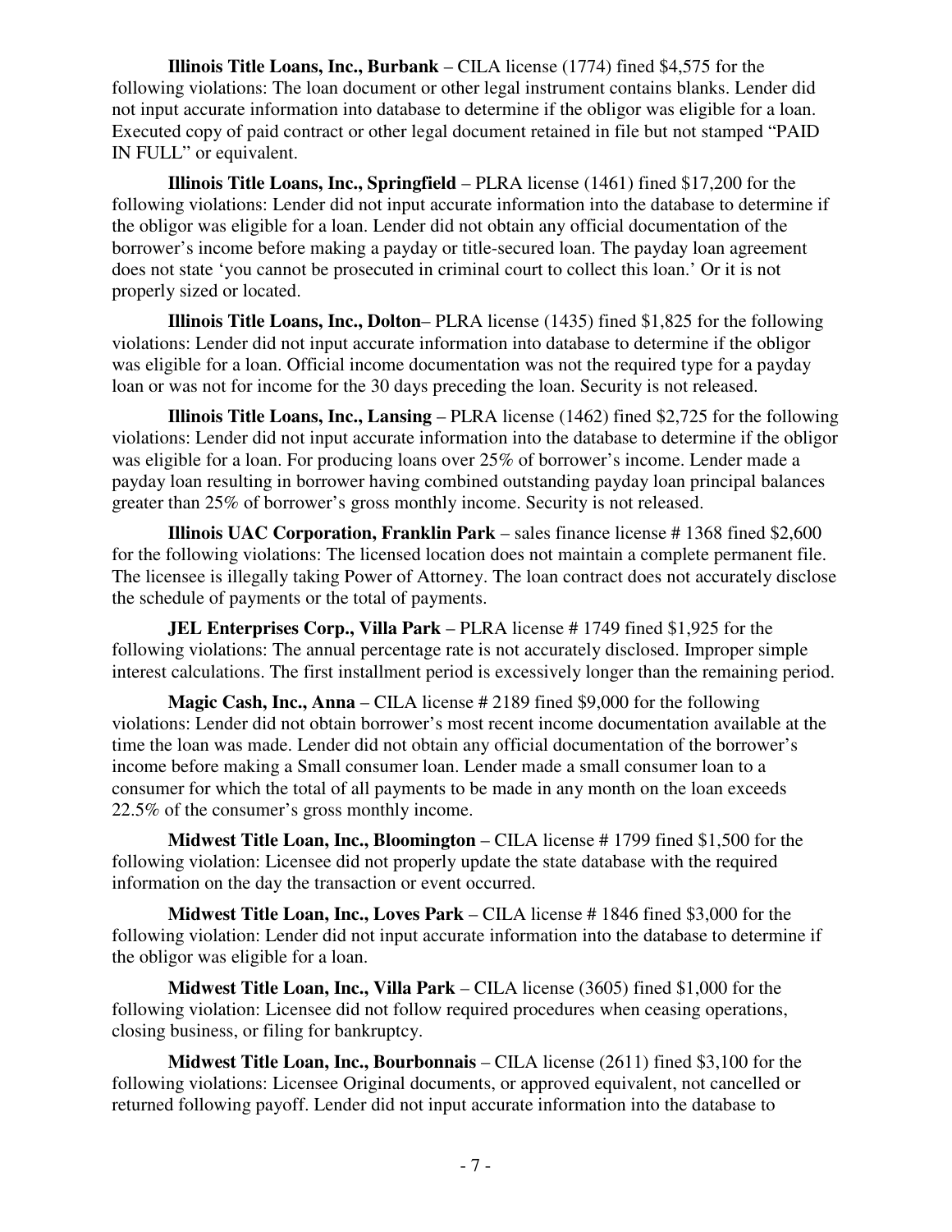**Illinois Title Loans, Inc., Burbank** – CILA license (1774) fined $4,575 for the following violations: The loan document or other legal instrument contains blanks. Lender did not input accurate information into database to determine if the obligor was eligible for a loan. Executed copy of paid contract or other legal document retained in file but not stamped "PAID IN FULL" or equivalent.

**Illinois Title Loans, Inc., Springfield** – PLRA license (1461) fined $17,200 for the following violations: Lender did not input accurate information into the database to determine if the obligor was eligible for a loan. Lender did not obtain any official documentation of the borrower's income before making a payday or title-secured loan. The payday loan agreement does not state 'you cannot be prosecuted in criminal court to collect this loan.' Or it is not properly sized or located.

**Illinois Title Loans, Inc., Dolton**– PLRA license (1435) fined $1,825 for the following violations: Lender did not input accurate information into database to determine if the obligor was eligible for a loan. Official income documentation was not the required type for a payday loan or was not for income for the 30 days preceding the loan. Security is not released.

**Illinois Title Loans, Inc., Lansing** – PLRA license (1462) fined $2,725 for the following violations: Lender did not input accurate information into the database to determine if the obligor was eligible for a loan. For producing loans over 25% of borrower's income. Lender made a payday loan resulting in borrower having combined outstanding payday loan principal balances greater than 25% of borrower's gross monthly income. Security is not released.

**Illinois UAC Corporation, Franklin Park** – sales finance license # 1368 fined $2,600 for the following violations: The licensed location does not maintain a complete permanent file. The licensee is illegally taking Power of Attorney. The loan contract does not accurately disclose the schedule of payments or the total of payments.

**JEL Enterprises Corp., Villa Park** – PLRA license # 1749 fined $1,925 for the following violations: The annual percentage rate is not accurately disclosed. Improper simple interest calculations. The first installment period is excessively longer than the remaining period.

**Magic Cash, Inc., Anna** – CILA license # 2189 fined $9,000 for the following violations: Lender did not obtain borrower's most recent income documentation available at the time the loan was made. Lender did not obtain any official documentation of the borrower's income before making a Small consumer loan. Lender made a small consumer loan to a consumer for which the total of all payments to be made in any month on the loan exceeds 22.5% of the consumer's gross monthly income.

**Midwest Title Loan, Inc., Bloomington** – CILA license # 1799 fined $1,500 for the following violation: Licensee did not properly update the state database with the required information on the day the transaction or event occurred.

**Midwest Title Loan, Inc., Loves Park** – CILA license # 1846 fined $3,000 for the following violation: Lender did not input accurate information into the database to determine if the obligor was eligible for a loan.

**Midwest Title Loan, Inc., Villa Park** – CILA license (3605) fined $1,000 for the following violation: Licensee did not follow required procedures when ceasing operations, closing business, or filing for bankruptcy.

**Midwest Title Loan, Inc., Bourbonnais** – CILA license (2611) fined $3,100 for the following violations: Licensee Original documents, or approved equivalent, not cancelled or returned following payoff. Lender did not input accurate information into the database to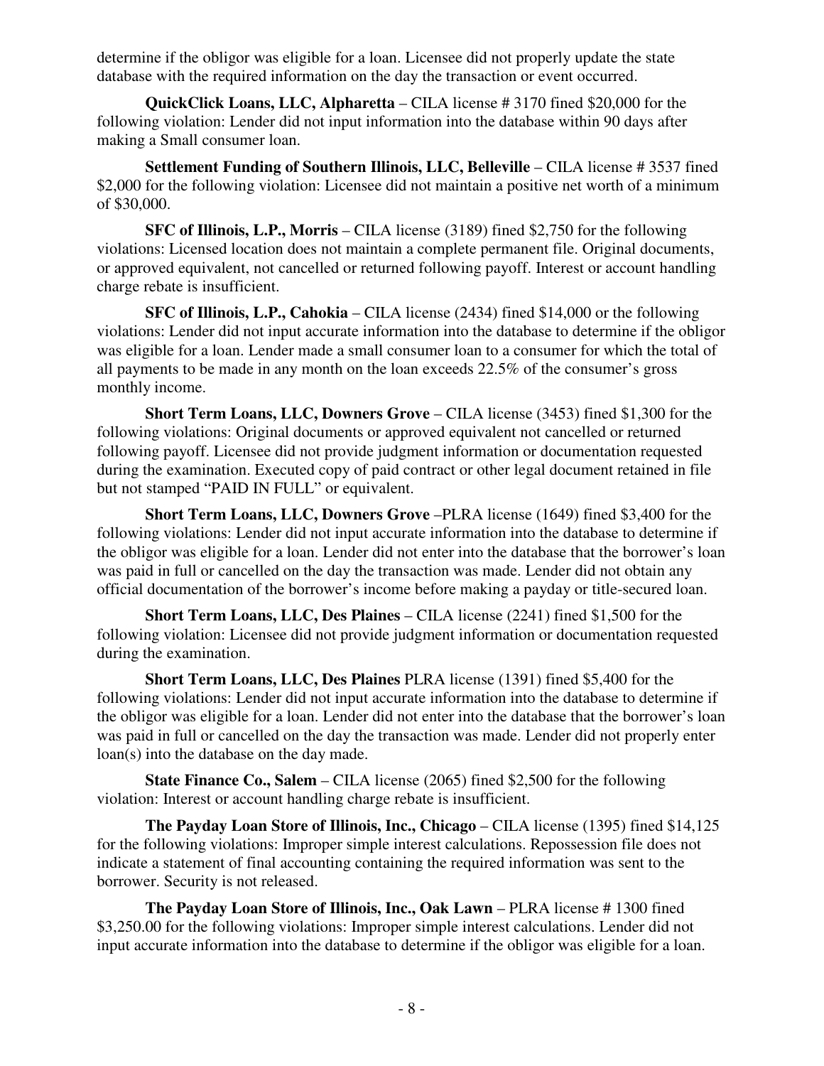determine if the obligor was eligible for a loan. Licensee did not properly update the state database with the required information on the day the transaction or event occurred.

**QuickClick Loans, LLC, Alpharetta** – CILA license # 3170 fined $20,000 for the following violation: Lender did not input information into the database within 90 days after making a Small consumer loan.

**Settlement Funding of Southern Illinois, LLC, Belleville** – CILA license # 3537 fined $2,000 for the following violation: Licensee did not maintain a positive net worth of a minimum of $30,000.

**SFC of Illinois, L.P., Morris** – CILA license (3189) fined $2,750 for the following violations: Licensed location does not maintain a complete permanent file. Original documents, or approved equivalent, not cancelled or returned following payoff. Interest or account handling charge rebate is insufficient.

**SFC of Illinois, L.P., Cahokia** – CILA license (2434) fined $14,000 or the following violations: Lender did not input accurate information into the database to determine if the obligor was eligible for a loan. Lender made a small consumer loan to a consumer for which the total of all payments to be made in any month on the loan exceeds 22.5% of the consumer's gross monthly income.

**Short Term Loans, LLC, Downers Grove** – CILA license (3453) fined $1,300 for the following violations: Original documents or approved equivalent not cancelled or returned following payoff. Licensee did not provide judgment information or documentation requested during the examination. Executed copy of paid contract or other legal document retained in file but not stamped "PAID IN FULL" or equivalent.

**Short Term Loans, LLC, Downers Grove** –PLRA license (1649) fined $3,400 for the following violations: Lender did not input accurate information into the database to determine if the obligor was eligible for a loan. Lender did not enter into the database that the borrower's loan was paid in full or cancelled on the day the transaction was made. Lender did not obtain any official documentation of the borrower's income before making a payday or title-secured loan.

**Short Term Loans, LLC, Des Plaines** – CILA license (2241) fined $1,500 for the following violation: Licensee did not provide judgment information or documentation requested during the examination.

**Short Term Loans, LLC, Des Plaines** PLRA license (1391) fined $5,400 for the following violations: Lender did not input accurate information into the database to determine if the obligor was eligible for a loan. Lender did not enter into the database that the borrower's loan was paid in full or cancelled on the day the transaction was made. Lender did not properly enter loan(s) into the database on the day made.

**State Finance Co., Salem** – CILA license (2065) fined $2,500 for the following violation: Interest or account handling charge rebate is insufficient.

**The Payday Loan Store of Illinois, Inc., Chicago** – CILA license (1395) fined $14,125 for the following violations: Improper simple interest calculations. Repossession file does not indicate a statement of final accounting containing the required information was sent to the borrower. Security is not released.

**The Payday Loan Store of Illinois, Inc., Oak Lawn** – PLRA license # 1300 fined $3,250.00 for the following violations: Improper simple interest calculations. Lender did not input accurate information into the database to determine if the obligor was eligible for a loan.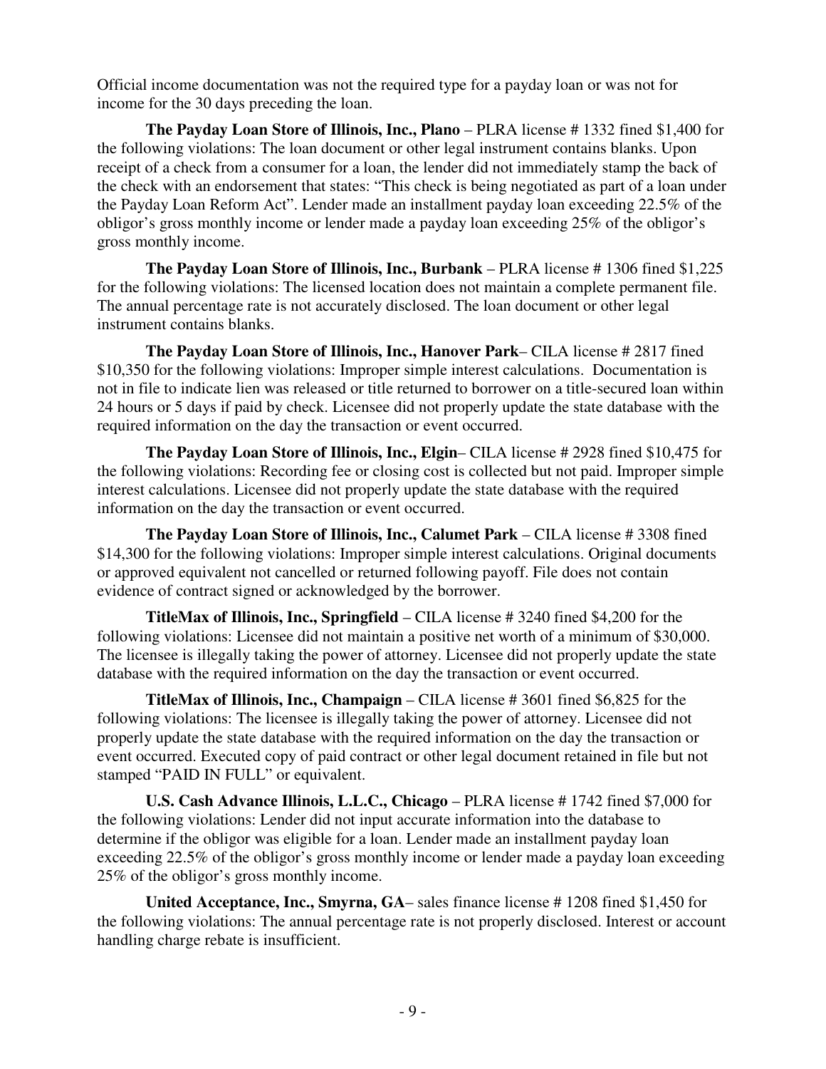Official income documentation was not the required type for a payday loan or was not for income for the 30 days preceding the loan.

**The Payday Loan Store of Illinois, Inc., Plano** – PLRA license # 1332 fined $1,400 for the following violations: The loan document or other legal instrument contains blanks. Upon receipt of a check from a consumer for a loan, the lender did not immediately stamp the back of the check with an endorsement that states: "This check is being negotiated as part of a loan under the Payday Loan Reform Act". Lender made an installment payday loan exceeding 22.5% of the obligor's gross monthly income or lender made a payday loan exceeding 25% of the obligor's gross monthly income.

**The Payday Loan Store of Illinois, Inc., Burbank** – PLRA license # 1306 fined $1,225 for the following violations: The licensed location does not maintain a complete permanent file. The annual percentage rate is not accurately disclosed. The loan document or other legal instrument contains blanks.

**The Payday Loan Store of Illinois, Inc., Hanover Park**– CILA license # 2817 fined $10,350 for the following violations: Improper simple interest calculations. Documentation is not in file to indicate lien was released or title returned to borrower on a title-secured loan within 24 hours or 5 days if paid by check. Licensee did not properly update the state database with the required information on the day the transaction or event occurred.

**The Payday Loan Store of Illinois, Inc., Elgin**– CILA license # 2928 fined $10,475 for the following violations: Recording fee or closing cost is collected but not paid. Improper simple interest calculations. Licensee did not properly update the state database with the required information on the day the transaction or event occurred.

**The Payday Loan Store of Illinois, Inc., Calumet Park** – CILA license # 3308 fined $14,300 for the following violations: Improper simple interest calculations. Original documents or approved equivalent not cancelled or returned following payoff. File does not contain evidence of contract signed or acknowledged by the borrower.

**TitleMax of Illinois, Inc., Springfield** – CILA license # 3240 fined $4,200 for the following violations: Licensee did not maintain a positive net worth of a minimum of $30,000. The licensee is illegally taking the power of attorney. Licensee did not properly update the state database with the required information on the day the transaction or event occurred.

**TitleMax of Illinois, Inc., Champaign** – CILA license # 3601 fined $6,825 for the following violations: The licensee is illegally taking the power of attorney. Licensee did not properly update the state database with the required information on the day the transaction or event occurred. Executed copy of paid contract or other legal document retained in file but not stamped "PAID IN FULL" or equivalent.

**U.S. Cash Advance Illinois, L.L.C., Chicago** – PLRA license # 1742 fined $7,000 for the following violations: Lender did not input accurate information into the database to determine if the obligor was eligible for a loan. Lender made an installment payday loan exceeding 22.5% of the obligor's gross monthly income or lender made a payday loan exceeding 25% of the obligor's gross monthly income.

**United Acceptance, Inc., Smyrna, GA**– sales finance license # 1208 fined $1,450 for the following violations: The annual percentage rate is not properly disclosed. Interest or account handling charge rebate is insufficient.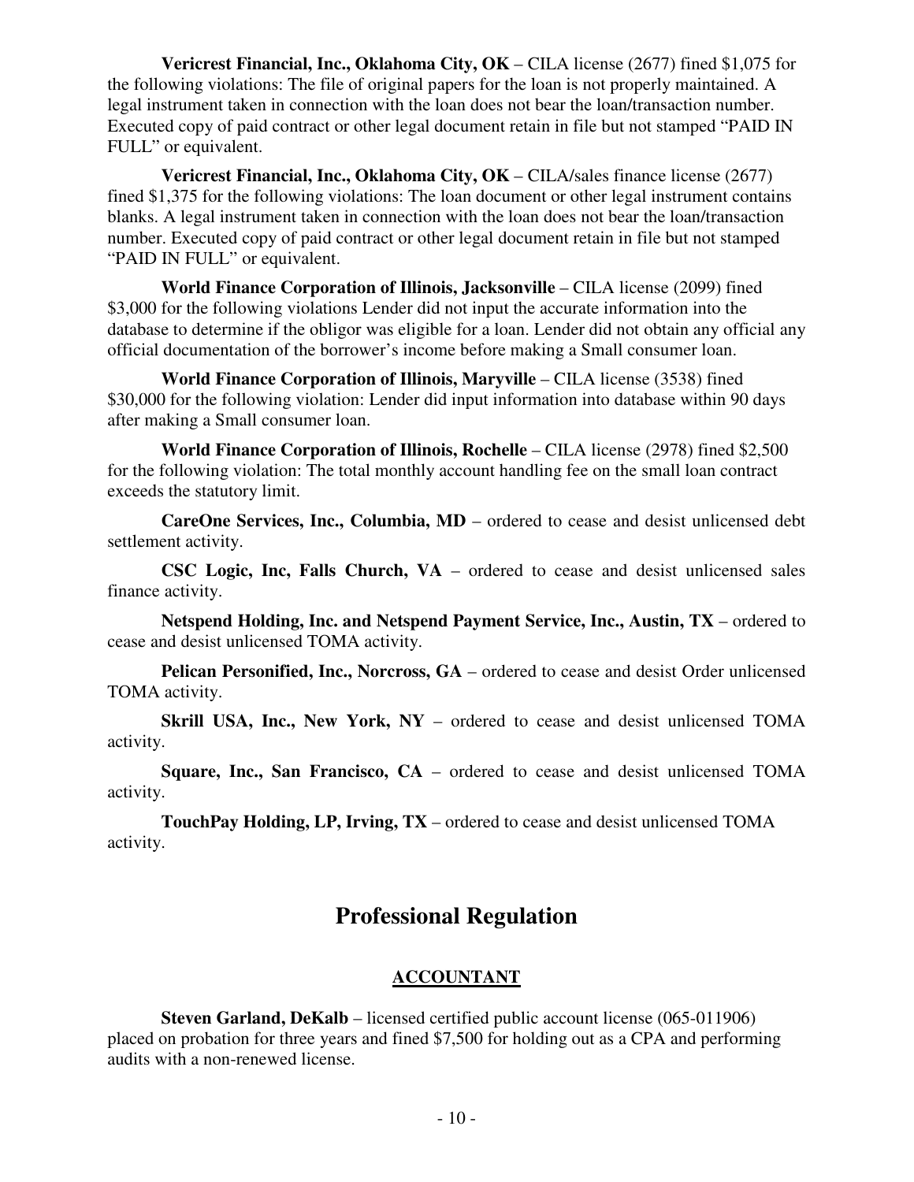**Vericrest Financial, Inc., Oklahoma City, OK** – CILA license (2677) fined $1,075 for the following violations: The file of original papers for the loan is not properly maintained. A legal instrument taken in connection with the loan does not bear the loan/transaction number. Executed copy of paid contract or other legal document retain in file but not stamped "PAID IN FULL" or equivalent.

**Vericrest Financial, Inc., Oklahoma City, OK** – CILA/sales finance license (2677) fined $1,375 for the following violations: The loan document or other legal instrument contains blanks. A legal instrument taken in connection with the loan does not bear the loan/transaction number. Executed copy of paid contract or other legal document retain in file but not stamped "PAID IN FULL" or equivalent.

**World Finance Corporation of Illinois, Jacksonville** – CILA license (2099) fined $3,000 for the following violations Lender did not input the accurate information into the database to determine if the obligor was eligible for a loan. Lender did not obtain any official any official documentation of the borrower's income before making a Small consumer loan.

**World Finance Corporation of Illinois, Maryville** – CILA license (3538) fined $30,000 for the following violation: Lender did input information into database within 90 days after making a Small consumer loan.

**World Finance Corporation of Illinois, Rochelle** – CILA license (2978) fined $2,500 for the following violation: The total monthly account handling fee on the small loan contract exceeds the statutory limit.

**CareOne Services, Inc., Columbia, MD** – ordered to cease and desist unlicensed debt settlement activity.

**CSC Logic, Inc, Falls Church, VA** – ordered to cease and desist unlicensed sales finance activity.

**Netspend Holding, Inc. and Netspend Payment Service, Inc., Austin, TX** – ordered to cease and desist unlicensed TOMA activity.

**Pelican Personified, Inc., Norcross, GA** – ordered to cease and desist Order unlicensed TOMA activity.

**Skrill USA, Inc., New York, NY** – ordered to cease and desist unlicensed TOMA activity.

**Square, Inc., San Francisco, CA** – ordered to cease and desist unlicensed TOMA activity.

**TouchPay Holding, LP, Irving, TX** – ordered to cease and desist unlicensed TOMA activity.

# Professional Regulation

## ACCOUNTANT

**Steven Garland, DeKalb** – licensed certified public account license (065-011906) placed on probation for three years and fined $7,500 for holding out as a CPA and performing audits with a non-renewed license.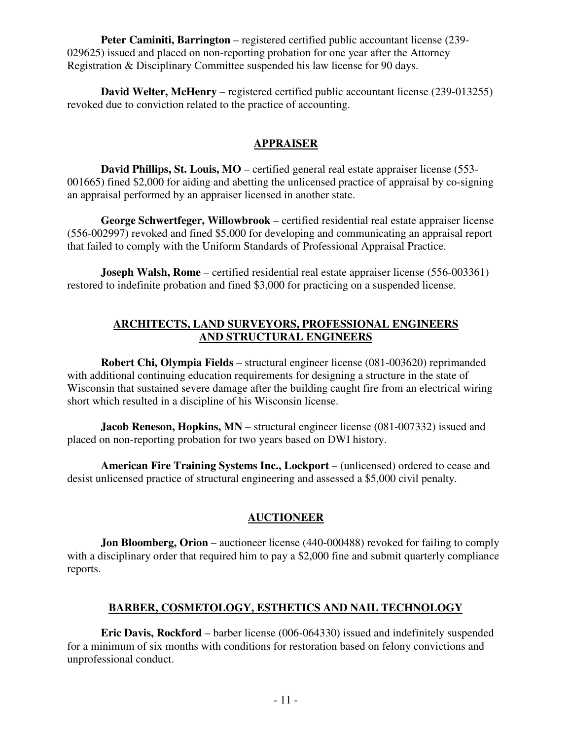**Peter Caminiti, Barrington** – registered certified public accountant license (239-029625) issued and placed on non-reporting probation for one year after the Attorney Registration & Disciplinary Committee suspended his law license for 90 days.

**David Welter, McHenry** – registered certified public accountant license (239-013255) revoked due to conviction related to the practice of accounting.

## APPRAISER

**David Phillips, St. Louis, MO** – certified general real estate appraiser license (553-001665) fined $2,000 for aiding and abetting the unlicensed practice of appraisal by co-signing an appraisal performed by an appraiser licensed in another state.

**George Schwertfeger, Willowbrook** – certified residential real estate appraiser license (556-002997) revoked and fined $5,000 for developing and communicating an appraisal report that failed to comply with the Uniform Standards of Professional Appraisal Practice.

**Joseph Walsh, Rome** – certified residential real estate appraiser license (556-003361) restored to indefinite probation and fined $3,000 for practicing on a suspended license.

## ARCHITECTS, LAND SURVEYORS, PROFESSIONAL ENGINEERS AND STRUCTURAL ENGINEERS

**Robert Chi, Olympia Fields** – structural engineer license (081-003620) reprimanded with additional continuing education requirements for designing a structure in the state of Wisconsin that sustained severe damage after the building caught fire from an electrical wiring short which resulted in a discipline of his Wisconsin license.

**Jacob Reneson, Hopkins, MN** – structural engineer license (081-007332) issued and placed on non-reporting probation for two years based on DWI history.

**American Fire Training Systems Inc., Lockport** – (unlicensed) ordered to cease and desist unlicensed practice of structural engineering and assessed a $5,000 civil penalty.

## AUCTIONEER

**Jon Bloomberg, Orion** – auctioneer license (440-000488) revoked for failing to comply with a disciplinary order that required him to pay a $2,000 fine and submit quarterly compliance reports.

## BARBER, COSMETOLOGY, ESTHETICS AND NAIL TECHNOLOGY

**Eric Davis, Rockford** – barber license (006-064330) issued and indefinitely suspended for a minimum of six months with conditions for restoration based on felony convictions and unprofessional conduct.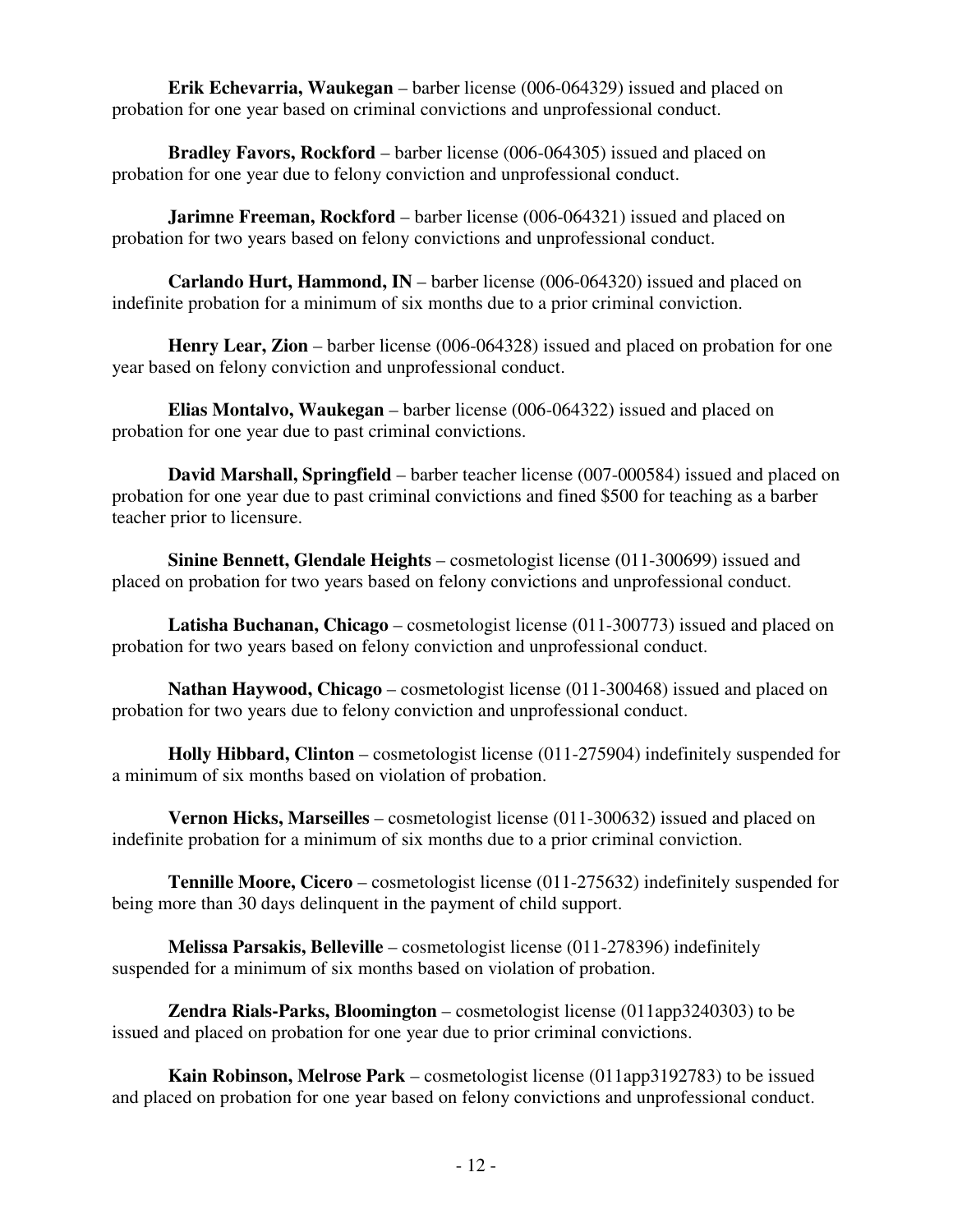**Erik Echevarria, Waukegan** – barber license (006-064329) issued and placed on probation for one year based on criminal convictions and unprofessional conduct.

**Bradley Favors, Rockford** – barber license (006-064305) issued and placed on probation for one year due to felony conviction and unprofessional conduct.

**Jarimne Freeman, Rockford** – barber license (006-064321) issued and placed on probation for two years based on felony convictions and unprofessional conduct.

**Carlando Hurt, Hammond, IN** – barber license (006-064320) issued and placed on indefinite probation for a minimum of six months due to a prior criminal conviction.

**Henry Lear, Zion** – barber license (006-064328) issued and placed on probation for one year based on felony conviction and unprofessional conduct.

**Elias Montalvo, Waukegan** – barber license (006-064322) issued and placed on probation for one year due to past criminal convictions.

**David Marshall, Springfield** – barber teacher license (007-000584) issued and placed on probation for one year due to past criminal convictions and fined $500 for teaching as a barber teacher prior to licensure.

**Sinine Bennett, Glendale Heights** – cosmetologist license (011-300699) issued and placed on probation for two years based on felony convictions and unprofessional conduct.

**Latisha Buchanan, Chicago** – cosmetologist license (011-300773) issued and placed on probation for two years based on felony conviction and unprofessional conduct.

**Nathan Haywood, Chicago** – cosmetologist license (011-300468) issued and placed on probation for two years due to felony conviction and unprofessional conduct.

**Holly Hibbard, Clinton** – cosmetologist license (011-275904) indefinitely suspended for a minimum of six months based on violation of probation.

**Vernon Hicks, Marseilles** – cosmetologist license (011-300632) issued and placed on indefinite probation for a minimum of six months due to a prior criminal conviction.

**Tennille Moore, Cicero** – cosmetologist license (011-275632) indefinitely suspended for being more than 30 days delinquent in the payment of child support.

**Melissa Parsakis, Belleville** – cosmetologist license (011-278396) indefinitely suspended for a minimum of six months based on violation of probation.

**Zendra Rials-Parks, Bloomington** – cosmetologist license (011app3240303) to be issued and placed on probation for one year due to prior criminal convictions.

**Kain Robinson, Melrose Park** – cosmetologist license (011app3192783) to be issued and placed on probation for one year based on felony convictions and unprofessional conduct.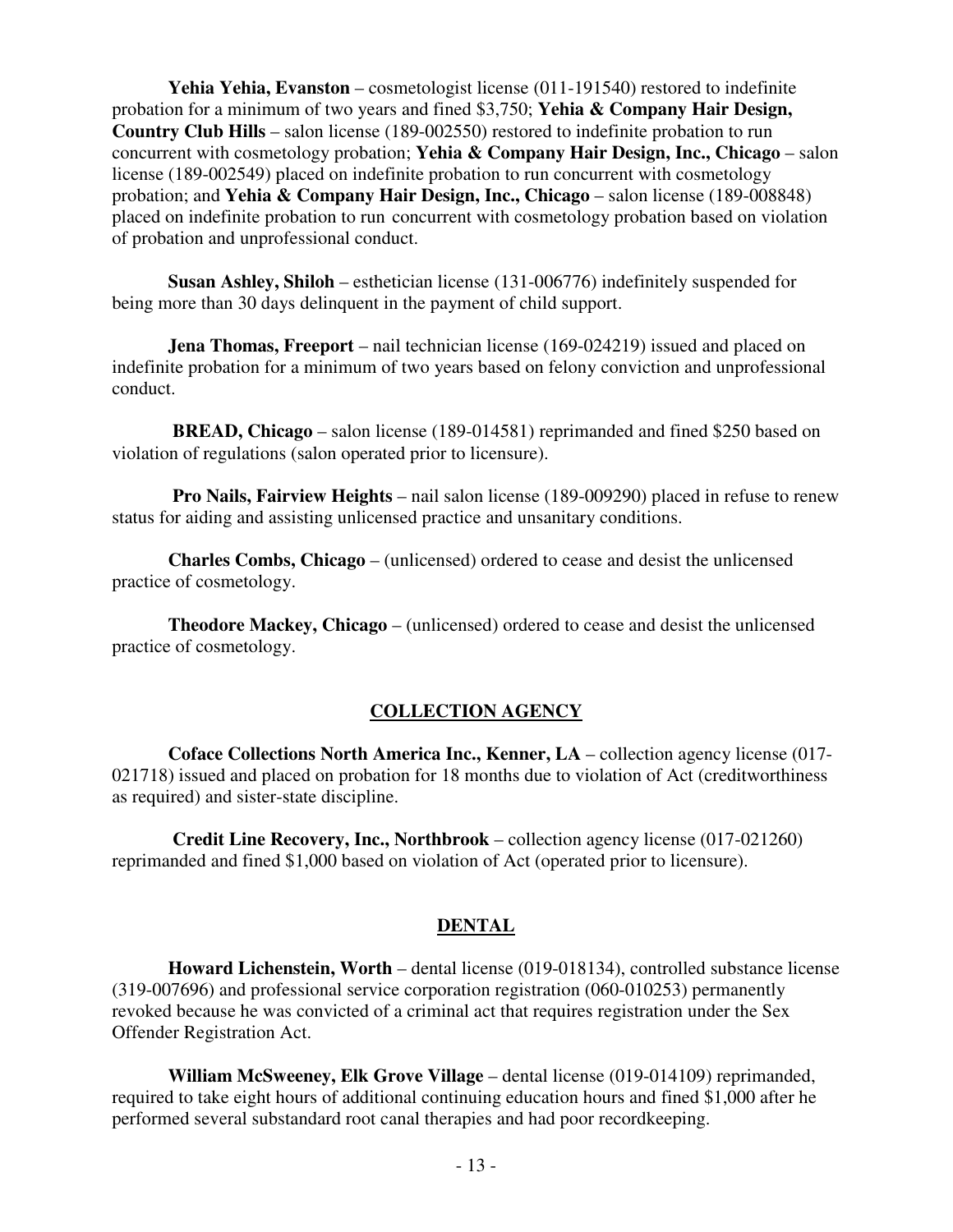**Yehia Yehia, Evanston** – cosmetologist license (011-191540) restored to indefinite probation for a minimum of two years and fined $3,750; **Yehia & Company Hair Design, Country Club Hills** – salon license (189-002550) restored to indefinite probation to run concurrent with cosmetology probation; **Yehia & Company Hair Design, Inc., Chicago** – salon license (189-002549) placed on indefinite probation to run concurrent with cosmetology probation; and **Yehia & Company Hair Design, Inc., Chicago** – salon license (189-008848) placed on indefinite probation to run concurrent with cosmetology probation based on violation of probation and unprofessional conduct.

**Susan Ashley, Shiloh** – esthetician license (131-006776) indefinitely suspended for being more than 30 days delinquent in the payment of child support.

**Jena Thomas, Freeport** – nail technician license (169-024219) issued and placed on indefinite probation for a minimum of two years based on felony conviction and unprofessional conduct.

**BREAD, Chicago** – salon license (189-014581) reprimanded and fined $250 based on violation of regulations (salon operated prior to licensure).

**Pro Nails, Fairview Heights** – nail salon license (189-009290) placed in refuse to renew status for aiding and assisting unlicensed practice and unsanitary conditions.

**Charles Combs, Chicago** – (unlicensed) ordered to cease and desist the unlicensed practice of cosmetology.

**Theodore Mackey, Chicago** – (unlicensed) ordered to cease and desist the unlicensed practice of cosmetology.

## COLLECTION AGENCY

**Coface Collections North America Inc., Kenner, LA** – collection agency license (017-021718) issued and placed on probation for 18 months due to violation of Act (creditworthiness as required) and sister-state discipline.

**Credit Line Recovery, Inc., Northbrook** – collection agency license (017-021260) reprimanded and fined $1,000 based on violation of Act (operated prior to licensure).

## DENTAL

**Howard Lichenstein, Worth** – dental license (019-018134), controlled substance license (319-007696) and professional service corporation registration (060-010253) permanently revoked because he was convicted of a criminal act that requires registration under the Sex Offender Registration Act.

**William McSweeney, Elk Grove Village** – dental license (019-014109) reprimanded, required to take eight hours of additional continuing education hours and fined $1,000 after he performed several substandard root canal therapies and had poor recordkeeping.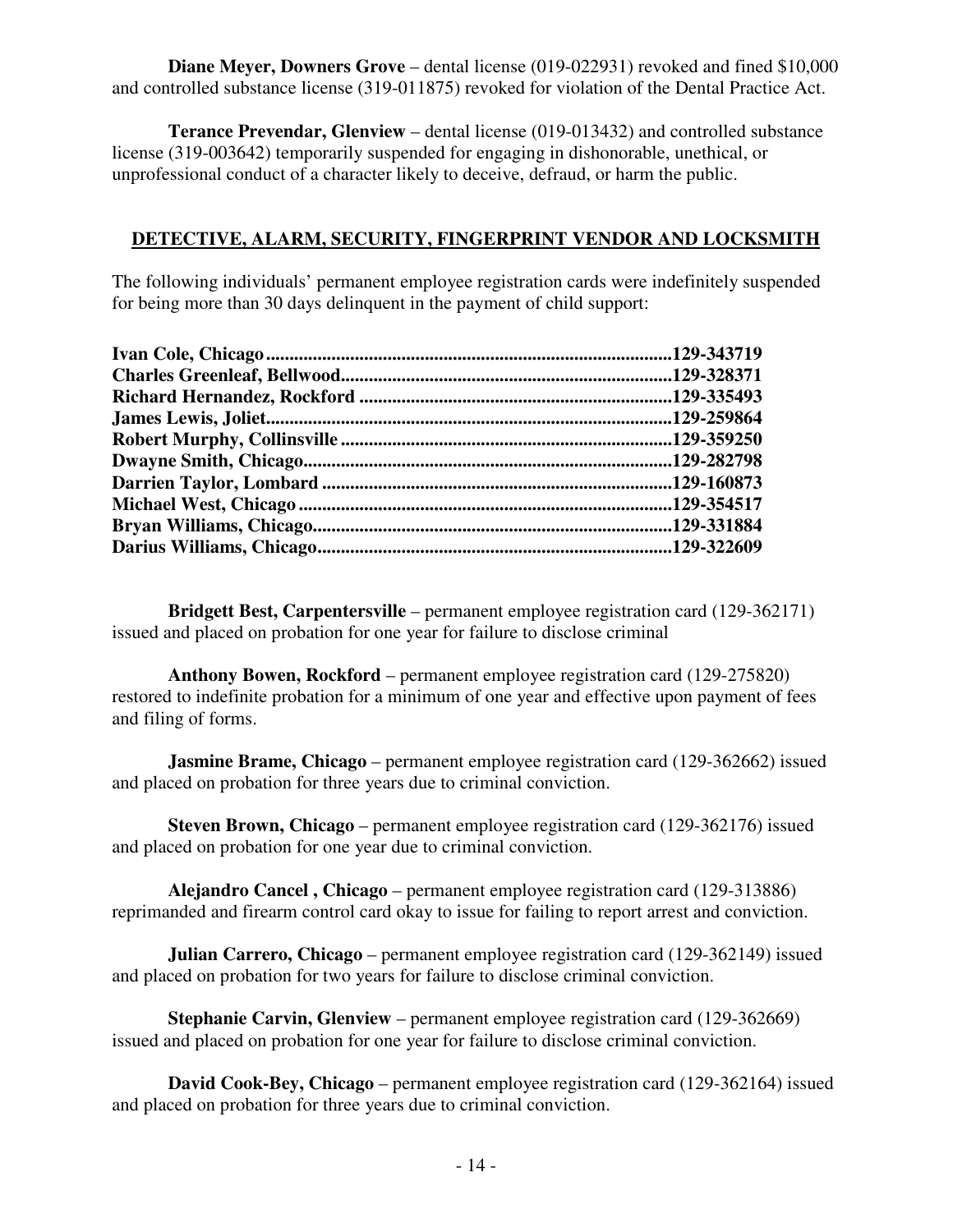**Diane Meyer, Downers Grove** – dental license (019-022931) revoked and fined $10,000 and controlled substance license (319-011875) revoked for violation of the Dental Practice Act.

**Terance Prevendar, Glenview** – dental license (019-013432) and controlled substance license (319-003642) temporarily suspended for engaging in dishonorable, unethical, or unprofessional conduct of a character likely to deceive, defraud, or harm the public.

## DETECTIVE, ALARM, SECURITY, FINGERPRINT VENDOR AND LOCKSMITH

The following individuals' permanent employee registration cards were indefinitely suspended for being more than 30 days delinquent in the payment of child support:

**Ivan Cole, Chicago........................................................................................129-343719**
**Charles Greenleaf, Bellwood.......................................................................129-328371**
**Richard Hernandez, Rockford ....................................................................129-335493**
**James Lewis, Joliet........................................................................................129-259864**
**Robert Murphy, Collinsville .......................................................................129-359250**
**Dwayne Smith, Chicago...............................................................................129-282798**
**Darrien Taylor, Lombard ............................................................................129-160873**
**Michael West, Chicago ................................................................................129-354517**
**Bryan Williams, Chicago.............................................................................129-331884**
**Darius Williams, Chicago............................................................................129-322609**

**Bridgett Best, Carpentersville** – permanent employee registration card (129-362171) issued and placed on probation for one year for failure to disclose criminal

**Anthony Bowen, Rockford** – permanent employee registration card (129-275820) restored to indefinite probation for a minimum of one year and effective upon payment of fees and filing of forms.

**Jasmine Brame, Chicago** – permanent employee registration card (129-362662) issued and placed on probation for three years due to criminal conviction.

**Steven Brown, Chicago** – permanent employee registration card (129-362176) issued and placed on probation for one year due to criminal conviction.

**Alejandro Cancel , Chicago** – permanent employee registration card (129-313886) reprimanded and firearm control card okay to issue for failing to report arrest and conviction.

**Julian Carrero, Chicago** – permanent employee registration card (129-362149) issued and placed on probation for two years for failure to disclose criminal conviction.

**Stephanie Carvin, Glenview** – permanent employee registration card (129-362669) issued and placed on probation for one year for failure to disclose criminal conviction.

**David Cook-Bey, Chicago** – permanent employee registration card (129-362164) issued and placed on probation for three years due to criminal conviction.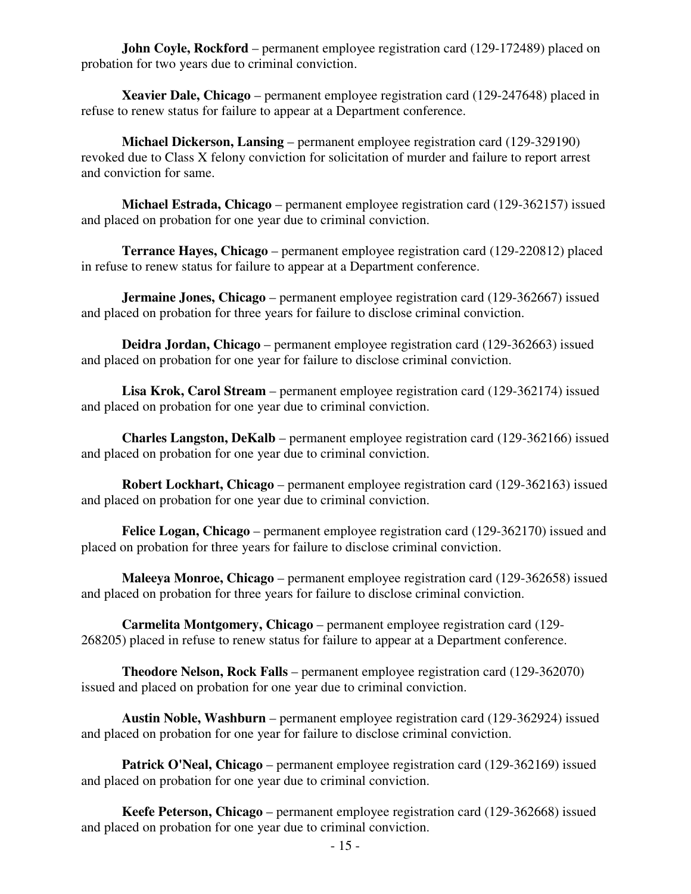**John Coyle, Rockford** – permanent employee registration card (129-172489) placed on probation for two years due to criminal conviction.

**Xeavier Dale, Chicago** – permanent employee registration card (129-247648) placed in refuse to renew status for failure to appear at a Department conference.

**Michael Dickerson, Lansing** – permanent employee registration card (129-329190) revoked due to Class X felony conviction for solicitation of murder and failure to report arrest and conviction for same.

**Michael Estrada, Chicago** – permanent employee registration card (129-362157) issued and placed on probation for one year due to criminal conviction.

**Terrance Hayes, Chicago** – permanent employee registration card (129-220812) placed in refuse to renew status for failure to appear at a Department conference.

**Jermaine Jones, Chicago** – permanent employee registration card (129-362667) issued and placed on probation for three years for failure to disclose criminal conviction.

**Deidra Jordan, Chicago** – permanent employee registration card (129-362663) issued and placed on probation for one year for failure to disclose criminal conviction.

**Lisa Krok, Carol Stream** – permanent employee registration card (129-362174) issued and placed on probation for one year due to criminal conviction.

**Charles Langston, DeKalb** – permanent employee registration card (129-362166) issued and placed on probation for one year due to criminal conviction.

**Robert Lockhart, Chicago** – permanent employee registration card (129-362163) issued and placed on probation for one year due to criminal conviction.

**Felice Logan, Chicago** – permanent employee registration card (129-362170) issued and placed on probation for three years for failure to disclose criminal conviction.

**Maleeya Monroe, Chicago** – permanent employee registration card (129-362658) issued and placed on probation for three years for failure to disclose criminal conviction.

**Carmelita Montgomery, Chicago** – permanent employee registration card (129-268205) placed in refuse to renew status for failure to appear at a Department conference.

**Theodore Nelson, Rock Falls** – permanent employee registration card (129-362070) issued and placed on probation for one year due to criminal conviction.

**Austin Noble, Washburn** – permanent employee registration card (129-362924) issued and placed on probation for one year for failure to disclose criminal conviction.

**Patrick O'Neal, Chicago** – permanent employee registration card (129-362169) issued and placed on probation for one year due to criminal conviction.

**Keefe Peterson, Chicago** – permanent employee registration card (129-362668) issued and placed on probation for one year due to criminal conviction.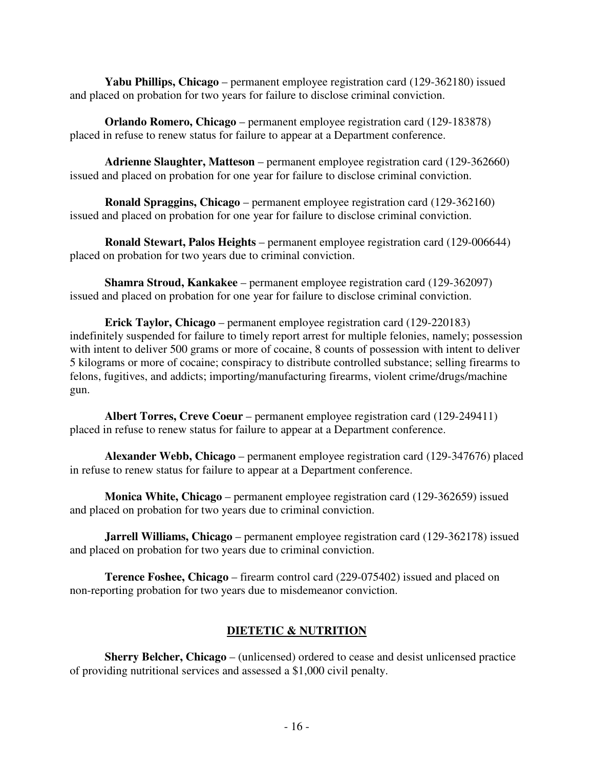**Yabu Phillips, Chicago** – permanent employee registration card (129-362180) issued and placed on probation for two years for failure to disclose criminal conviction.

**Orlando Romero, Chicago** – permanent employee registration card (129-183878) placed in refuse to renew status for failure to appear at a Department conference.

**Adrienne Slaughter, Matteson** – permanent employee registration card (129-362660) issued and placed on probation for one year for failure to disclose criminal conviction.

**Ronald Spraggins, Chicago** – permanent employee registration card (129-362160) issued and placed on probation for one year for failure to disclose criminal conviction.

**Ronald Stewart, Palos Heights** – permanent employee registration card (129-006644) placed on probation for two years due to criminal conviction.

**Shamra Stroud, Kankakee** – permanent employee registration card (129-362097) issued and placed on probation for one year for failure to disclose criminal conviction.

**Erick Taylor, Chicago** – permanent employee registration card (129-220183) indefinitely suspended for failure to timely report arrest for multiple felonies, namely; possession with intent to deliver 500 grams or more of cocaine, 8 counts of possession with intent to deliver 5 kilograms or more of cocaine; conspiracy to distribute controlled substance; selling firearms to felons, fugitives, and addicts; importing/manufacturing firearms, violent crime/drugs/machine gun.

**Albert Torres, Creve Coeur** – permanent employee registration card (129-249411) placed in refuse to renew status for failure to appear at a Department conference.

**Alexander Webb, Chicago** – permanent employee registration card (129-347676) placed in refuse to renew status for failure to appear at a Department conference.

**Monica White, Chicago** – permanent employee registration card (129-362659) issued and placed on probation for two years due to criminal conviction.

**Jarrell Williams, Chicago** – permanent employee registration card (129-362178) issued and placed on probation for two years due to criminal conviction.

**Terence Foshee, Chicago** – firearm control card (229-075402) issued and placed on non-reporting probation for two years due to misdemeanor conviction.

## DIETETIC & NUTRITION

**Sherry Belcher, Chicago** – (unlicensed) ordered to cease and desist unlicensed practice of providing nutritional services and assessed a $1,000 civil penalty.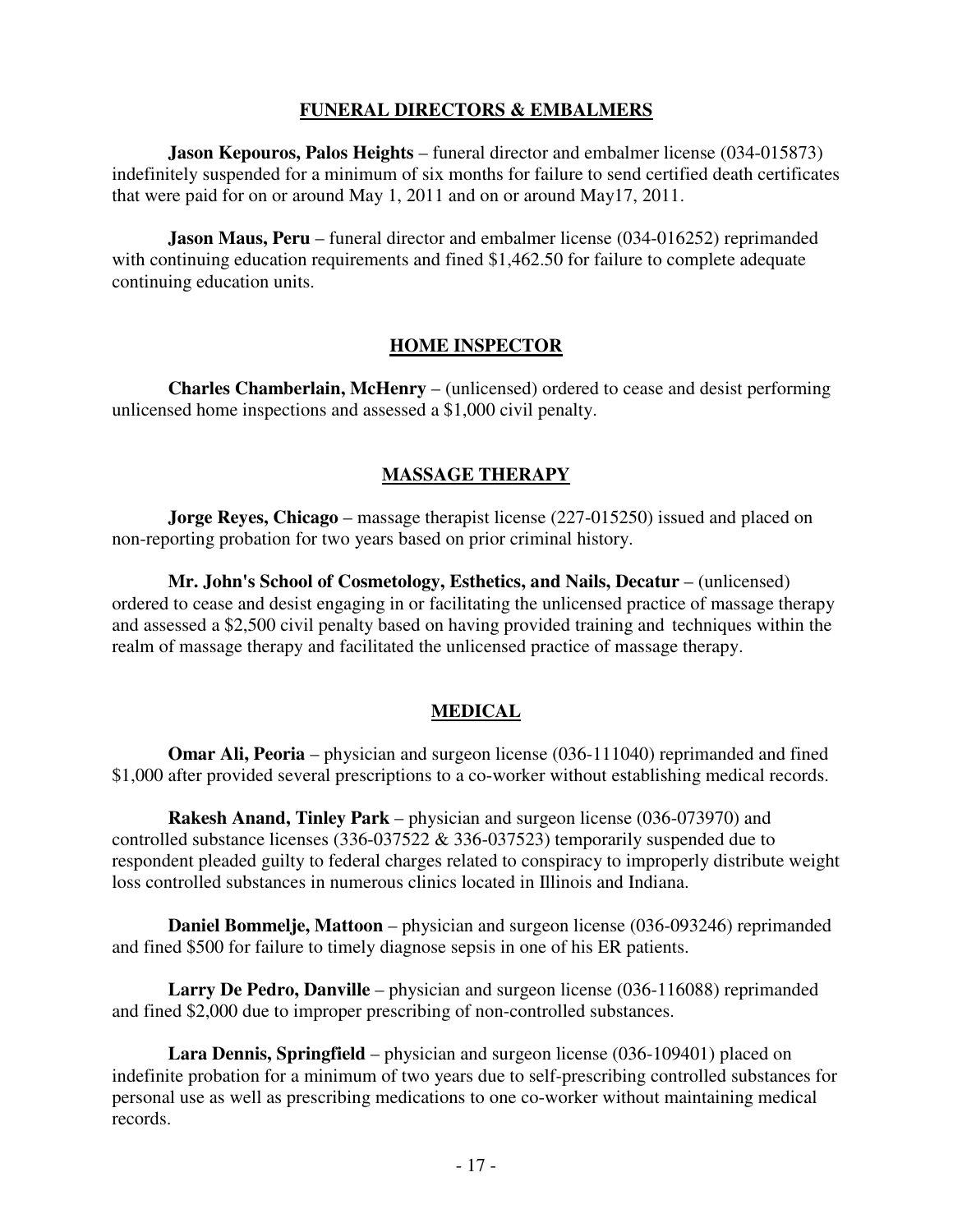## FUNERAL DIRECTORS & EMBALMERS

**Jason Kepouros, Palos Heights** – funeral director and embalmer license (034-015873) indefinitely suspended for a minimum of six months for failure to send certified death certificates that were paid for on or around May 1, 2011 and on or around May17, 2011.

**Jason Maus, Peru** – funeral director and embalmer license (034-016252) reprimanded with continuing education requirements and fined $1,462.50 for failure to complete adequate continuing education units.

## HOME INSPECTOR

**Charles Chamberlain, McHenry** – (unlicensed) ordered to cease and desist performing unlicensed home inspections and assessed a $1,000 civil penalty.

## MASSAGE THERAPY

**Jorge Reyes, Chicago** – massage therapist license (227-015250) issued and placed on non-reporting probation for two years based on prior criminal history.

**Mr. John's School of Cosmetology, Esthetics, and Nails, Decatur** – (unlicensed) ordered to cease and desist engaging in or facilitating the unlicensed practice of massage therapy and assessed a $2,500 civil penalty based on having provided training and techniques within the realm of massage therapy and facilitated the unlicensed practice of massage therapy.

## MEDICAL

**Omar Ali, Peoria** – physician and surgeon license (036-111040) reprimanded and fined $1,000 after provided several prescriptions to a co-worker without establishing medical records.

**Rakesh Anand, Tinley Park** – physician and surgeon license (036-073970) and controlled substance licenses (336-037522 & 336-037523) temporarily suspended due to respondent pleaded guilty to federal charges related to conspiracy to improperly distribute weight loss controlled substances in numerous clinics located in Illinois and Indiana.

**Daniel Bommelje, Mattoon** – physician and surgeon license (036-093246) reprimanded and fined $500 for failure to timely diagnose sepsis in one of his ER patients.

**Larry De Pedro, Danville** – physician and surgeon license (036-116088) reprimanded and fined $2,000 due to improper prescribing of non-controlled substances.

**Lara Dennis, Springfield** – physician and surgeon license (036-109401) placed on indefinite probation for a minimum of two years due to self-prescribing controlled substances for personal use as well as prescribing medications to one co-worker without maintaining medical records.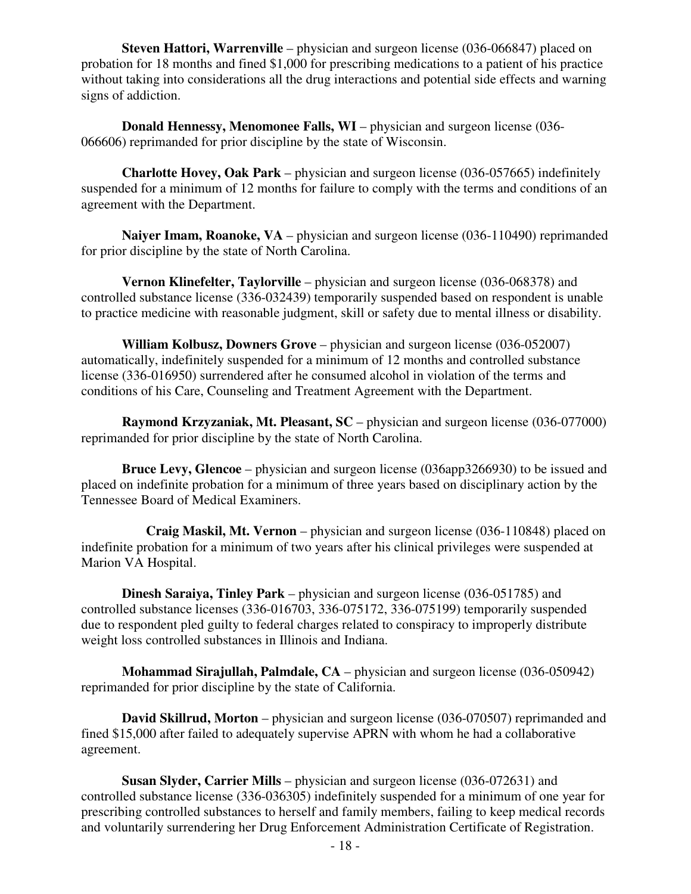**Steven Hattori, Warrenville** – physician and surgeon license (036-066847) placed on probation for 18 months and fined $1,000 for prescribing medications to a patient of his practice without taking into considerations all the drug interactions and potential side effects and warning signs of addiction.

**Donald Hennessy, Menomonee Falls, WI** – physician and surgeon license (036-066606) reprimanded for prior discipline by the state of Wisconsin.

**Charlotte Hovey, Oak Park** – physician and surgeon license (036-057665) indefinitely suspended for a minimum of 12 months for failure to comply with the terms and conditions of an agreement with the Department.

**Naiyer Imam, Roanoke, VA** – physician and surgeon license (036-110490) reprimanded for prior discipline by the state of North Carolina.

**Vernon Klinefelter, Taylorville** – physician and surgeon license (036-068378) and controlled substance license (336-032439) temporarily suspended based on respondent is unable to practice medicine with reasonable judgment, skill or safety due to mental illness or disability.

**William Kolbusz, Downers Grove** – physician and surgeon license (036-052007) automatically, indefinitely suspended for a minimum of 12 months and controlled substance license (336-016950) surrendered after he consumed alcohol in violation of the terms and conditions of his Care, Counseling and Treatment Agreement with the Department.

**Raymond Krzyzaniak, Mt. Pleasant, SC** – physician and surgeon license (036-077000) reprimanded for prior discipline by the state of North Carolina.

**Bruce Levy, Glencoe** – physician and surgeon license (036app3266930) to be issued and placed on indefinite probation for a minimum of three years based on disciplinary action by the Tennessee Board of Medical Examiners.

**Craig Maskil, Mt. Vernon** – physician and surgeon license (036-110848) placed on indefinite probation for a minimum of two years after his clinical privileges were suspended at Marion VA Hospital.

**Dinesh Saraiya, Tinley Park** – physician and surgeon license (036-051785) and controlled substance licenses (336-016703, 336-075172, 336-075199) temporarily suspended due to respondent pled guilty to federal charges related to conspiracy to improperly distribute weight loss controlled substances in Illinois and Indiana.

**Mohammad Sirajullah, Palmdale, CA** – physician and surgeon license (036-050942) reprimanded for prior discipline by the state of California.

**David Skillrud, Morton** – physician and surgeon license (036-070507) reprimanded and fined $15,000 after failed to adequately supervise APRN with whom he had a collaborative agreement.

**Susan Slyder, Carrier Mills** – physician and surgeon license (036-072631) and controlled substance license (336-036305) indefinitely suspended for a minimum of one year for prescribing controlled substances to herself and family members, failing to keep medical records and voluntarily surrendering her Drug Enforcement Administration Certificate of Registration.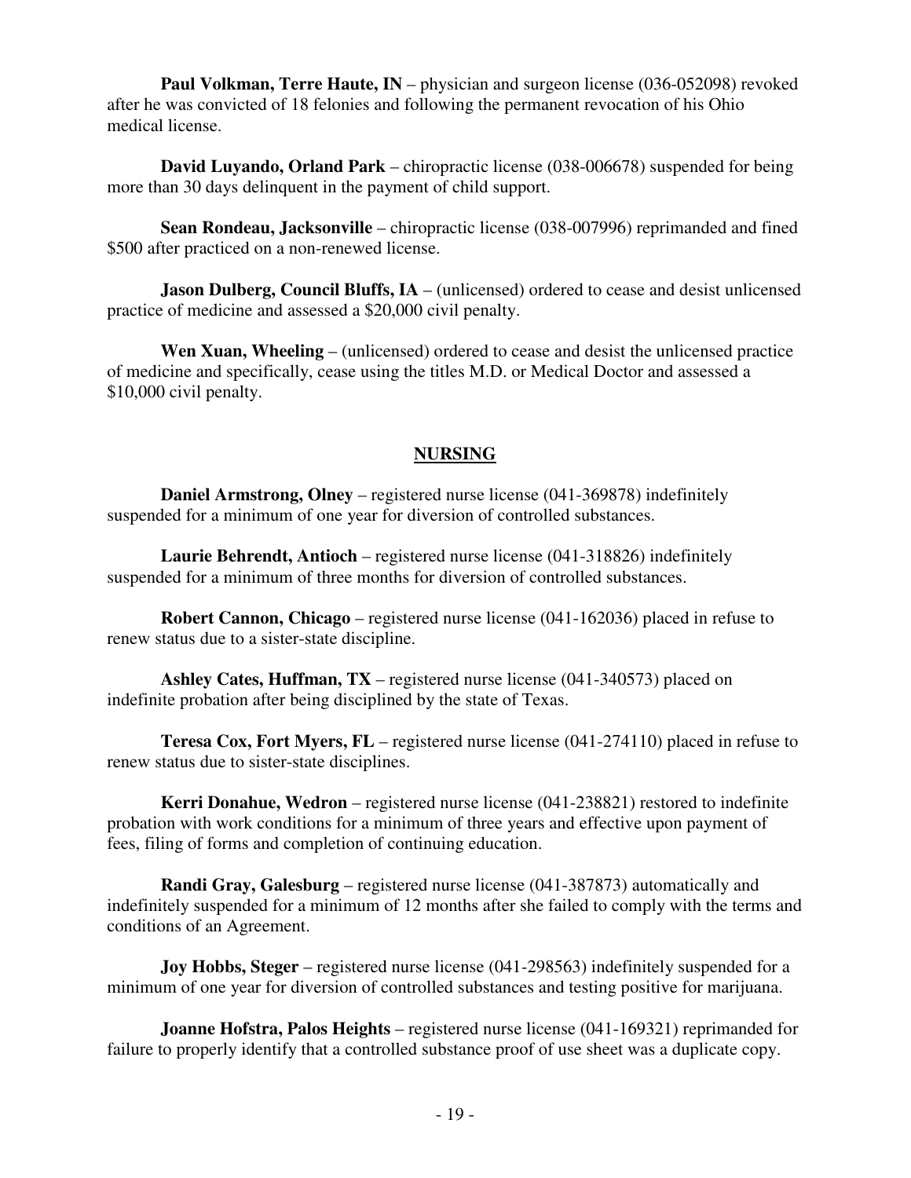**Paul Volkman, Terre Haute, IN** – physician and surgeon license (036-052098) revoked after he was convicted of 18 felonies and following the permanent revocation of his Ohio medical license.

**David Luyando, Orland Park** – chiropractic license (038-006678) suspended for being more than 30 days delinquent in the payment of child support.

**Sean Rondeau, Jacksonville** – chiropractic license (038-007996) reprimanded and fined $500 after practiced on a non-renewed license.

**Jason Dulberg, Council Bluffs, IA** – (unlicensed) ordered to cease and desist unlicensed practice of medicine and assessed a $20,000 civil penalty.

**Wen Xuan, Wheeling** – (unlicensed) ordered to cease and desist the unlicensed practice of medicine and specifically, cease using the titles M.D. or Medical Doctor and assessed a $10,000 civil penalty.

## NURSING

**Daniel Armstrong, Olney** – registered nurse license (041-369878) indefinitely suspended for a minimum of one year for diversion of controlled substances.

**Laurie Behrendt, Antioch** – registered nurse license (041-318826) indefinitely suspended for a minimum of three months for diversion of controlled substances.

**Robert Cannon, Chicago** – registered nurse license (041-162036) placed in refuse to renew status due to a sister-state discipline.

**Ashley Cates, Huffman, TX** – registered nurse license (041-340573) placed on indefinite probation after being disciplined by the state of Texas.

**Teresa Cox, Fort Myers, FL** – registered nurse license (041-274110) placed in refuse to renew status due to sister-state disciplines.

**Kerri Donahue, Wedron** – registered nurse license (041-238821) restored to indefinite probation with work conditions for a minimum of three years and effective upon payment of fees, filing of forms and completion of continuing education.

**Randi Gray, Galesburg** – registered nurse license (041-387873) automatically and indefinitely suspended for a minimum of 12 months after she failed to comply with the terms and conditions of an Agreement.

**Joy Hobbs, Steger** – registered nurse license (041-298563) indefinitely suspended for a minimum of one year for diversion of controlled substances and testing positive for marijuana.

**Joanne Hofstra, Palos Heights** – registered nurse license (041-169321) reprimanded for failure to properly identify that a controlled substance proof of use sheet was a duplicate copy.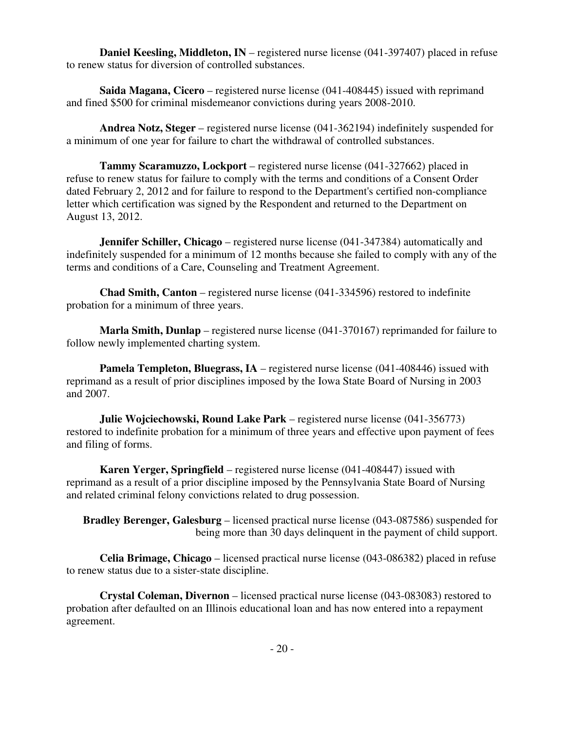**Daniel Keesling, Middleton, IN** – registered nurse license (041-397407) placed in refuse to renew status for diversion of controlled substances.

**Saida Magana, Cicero** – registered nurse license (041-408445) issued with reprimand and fined $500 for criminal misdemeanor convictions during years 2008-2010.

**Andrea Notz, Steger** – registered nurse license (041-362194) indefinitely suspended for a minimum of one year for failure to chart the withdrawal of controlled substances.

**Tammy Scaramuzzo, Lockport** – registered nurse license (041-327662) placed in refuse to renew status for failure to comply with the terms and conditions of a Consent Order dated February 2, 2012 and for failure to respond to the Department's certified non-compliance letter which certification was signed by the Respondent and returned to the Department on August 13, 2012.

**Jennifer Schiller, Chicago** – registered nurse license (041-347384) automatically and indefinitely suspended for a minimum of 12 months because she failed to comply with any of the terms and conditions of a Care, Counseling and Treatment Agreement.

**Chad Smith, Canton** – registered nurse license (041-334596) restored to indefinite probation for a minimum of three years.

**Marla Smith, Dunlap** – registered nurse license (041-370167) reprimanded for failure to follow newly implemented charting system.

**Pamela Templeton, Bluegrass, IA** – registered nurse license (041-408446) issued with reprimand as a result of prior disciplines imposed by the Iowa State Board of Nursing in 2003 and 2007.

**Julie Wojciechowski, Round Lake Park** – registered nurse license (041-356773) restored to indefinite probation for a minimum of three years and effective upon payment of fees and filing of forms.

**Karen Yerger, Springfield** – registered nurse license (041-408447) issued with reprimand as a result of a prior discipline imposed by the Pennsylvania State Board of Nursing and related criminal felony convictions related to drug possession.

**Bradley Berenger, Galesburg** – licensed practical nurse license (043-087586) suspended for being more than 30 days delinquent in the payment of child support.

**Celia Brimage, Chicago** – licensed practical nurse license (043-086382) placed in refuse to renew status due to a sister-state discipline.

**Crystal Coleman, Divernon** – licensed practical nurse license (043-083083) restored to probation after defaulted on an Illinois educational loan and has now entered into a repayment agreement.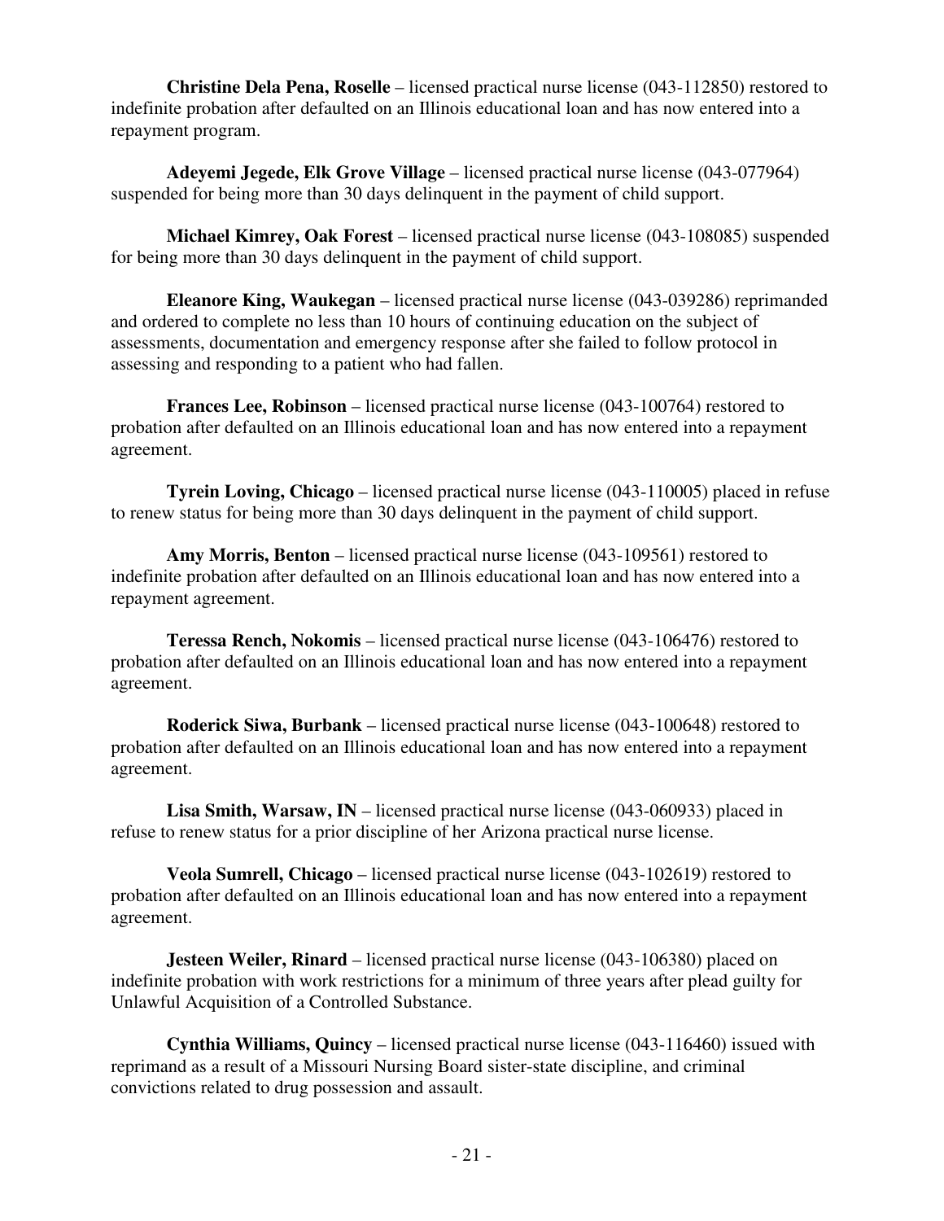**Christine Dela Pena, Roselle** – licensed practical nurse license (043-112850) restored to indefinite probation after defaulted on an Illinois educational loan and has now entered into a repayment program.

**Adeyemi Jegede, Elk Grove Village** – licensed practical nurse license (043-077964) suspended for being more than 30 days delinquent in the payment of child support.

**Michael Kimrey, Oak Forest** – licensed practical nurse license (043-108085) suspended for being more than 30 days delinquent in the payment of child support.

**Eleanore King, Waukegan** – licensed practical nurse license (043-039286) reprimanded and ordered to complete no less than 10 hours of continuing education on the subject of assessments, documentation and emergency response after she failed to follow protocol in assessing and responding to a patient who had fallen.

**Frances Lee, Robinson** – licensed practical nurse license (043-100764) restored to probation after defaulted on an Illinois educational loan and has now entered into a repayment agreement.

**Tyrein Loving, Chicago** – licensed practical nurse license (043-110005) placed in refuse to renew status for being more than 30 days delinquent in the payment of child support.

**Amy Morris, Benton** – licensed practical nurse license (043-109561) restored to indefinite probation after defaulted on an Illinois educational loan and has now entered into a repayment agreement.

**Teressa Rench, Nokomis** – licensed practical nurse license (043-106476) restored to probation after defaulted on an Illinois educational loan and has now entered into a repayment agreement.

**Roderick Siwa, Burbank** – licensed practical nurse license (043-100648) restored to probation after defaulted on an Illinois educational loan and has now entered into a repayment agreement.

**Lisa Smith, Warsaw, IN** – licensed practical nurse license (043-060933) placed in refuse to renew status for a prior discipline of her Arizona practical nurse license.

**Veola Sumrell, Chicago** – licensed practical nurse license (043-102619) restored to probation after defaulted on an Illinois educational loan and has now entered into a repayment agreement.

**Jesteen Weiler, Rinard** – licensed practical nurse license (043-106380) placed on indefinite probation with work restrictions for a minimum of three years after plead guilty for Unlawful Acquisition of a Controlled Substance.

**Cynthia Williams, Quincy** – licensed practical nurse license (043-116460) issued with reprimand as a result of a Missouri Nursing Board sister-state discipline, and criminal convictions related to drug possession and assault.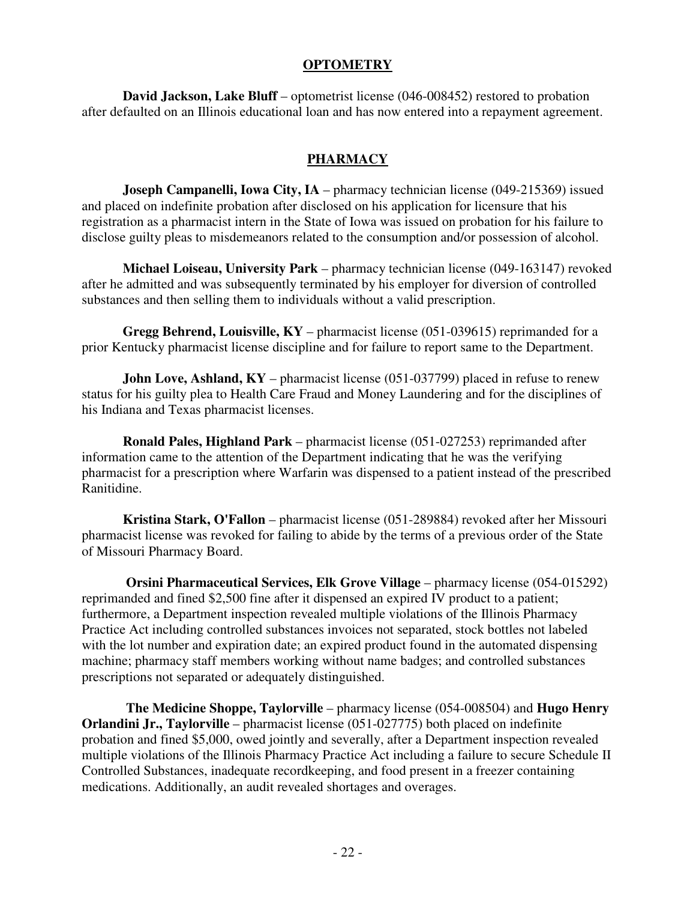## OPTOMETRY

**David Jackson, Lake Bluff** – optometrist license (046-008452) restored to probation after defaulted on an Illinois educational loan and has now entered into a repayment agreement.

## PHARMACY

**Joseph Campanelli, Iowa City, IA** – pharmacy technician license (049-215369) issued and placed on indefinite probation after disclosed on his application for licensure that his registration as a pharmacist intern in the State of Iowa was issued on probation for his failure to disclose guilty pleas to misdemeanors related to the consumption and/or possession of alcohol.

**Michael Loiseau, University Park** – pharmacy technician license (049-163147) revoked after he admitted and was subsequently terminated by his employer for diversion of controlled substances and then selling them to individuals without a valid prescription.

**Gregg Behrend, Louisville, KY** – pharmacist license (051-039615) reprimanded for a prior Kentucky pharmacist license discipline and for failure to report same to the Department.

**John Love, Ashland, KY** – pharmacist license (051-037799) placed in refuse to renew status for his guilty plea to Health Care Fraud and Money Laundering and for the disciplines of his Indiana and Texas pharmacist licenses.

**Ronald Pales, Highland Park** – pharmacist license (051-027253) reprimanded after information came to the attention of the Department indicating that he was the verifying pharmacist for a prescription where Warfarin was dispensed to a patient instead of the prescribed Ranitidine.

**Kristina Stark, O'Fallon** – pharmacist license (051-289884) revoked after her Missouri pharmacist license was revoked for failing to abide by the terms of a previous order of the State of Missouri Pharmacy Board.

**Orsini Pharmaceutical Services, Elk Grove Village** – pharmacy license (054-015292) reprimanded and fined $2,500 fine after it dispensed an expired IV product to a patient; furthermore, a Department inspection revealed multiple violations of the Illinois Pharmacy Practice Act including controlled substances invoices not separated, stock bottles not labeled with the lot number and expiration date; an expired product found in the automated dispensing machine; pharmacy staff members working without name badges; and controlled substances prescriptions not separated or adequately distinguished.

**The Medicine Shoppe, Taylorville** – pharmacy license (054-008504) and **Hugo Henry Orlandini Jr., Taylorville** – pharmacist license (051-027775) both placed on indefinite probation and fined $5,000, owed jointly and severally, after a Department inspection revealed multiple violations of the Illinois Pharmacy Practice Act including a failure to secure Schedule II Controlled Substances, inadequate recordkeeping, and food present in a freezer containing medications. Additionally, an audit revealed shortages and overages.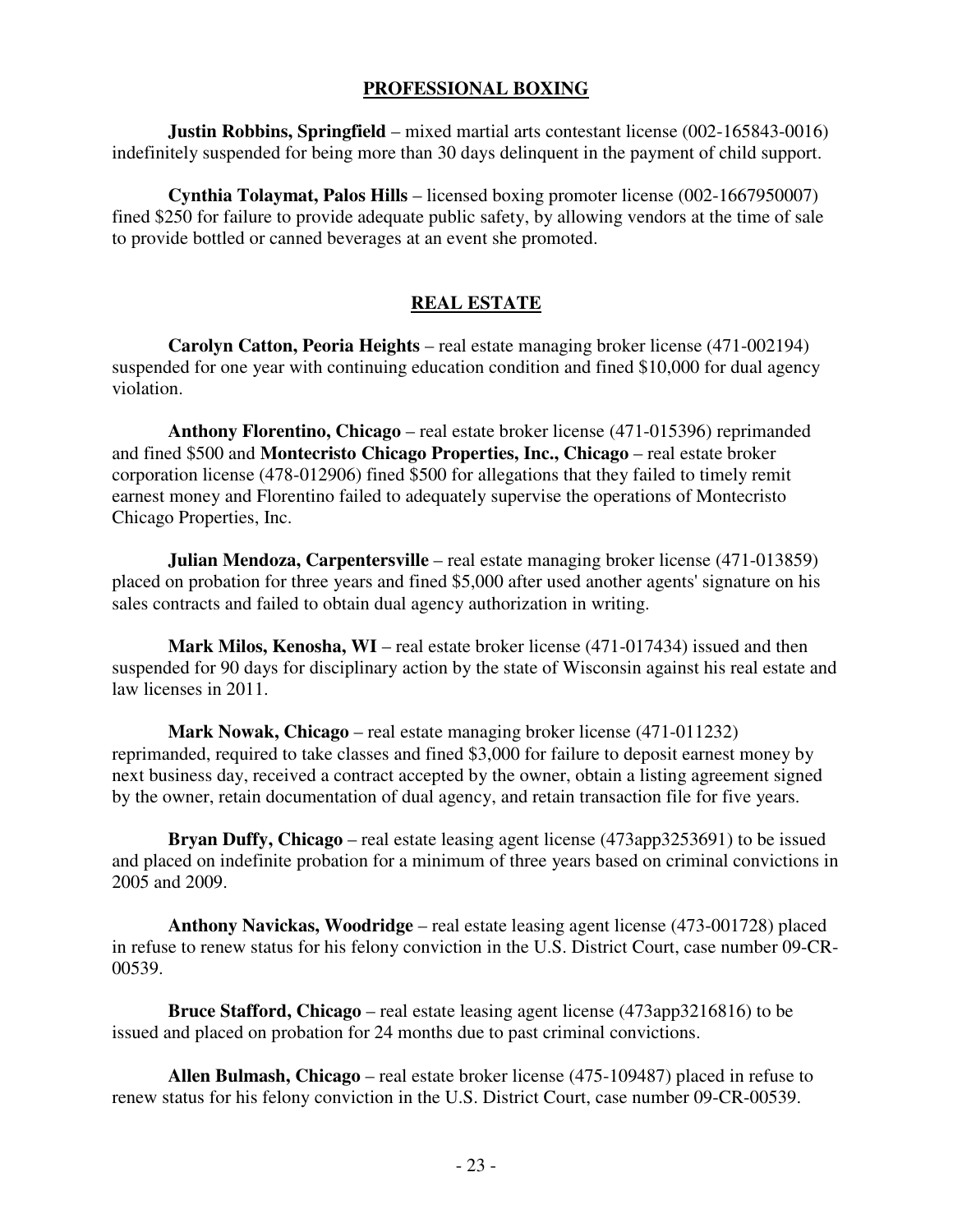## PROFESSIONAL BOXING

**Justin Robbins, Springfield** – mixed martial arts contestant license (002-165843-0016) indefinitely suspended for being more than 30 days delinquent in the payment of child support.

**Cynthia Tolaymat, Palos Hills** – licensed boxing promoter license (002-1667950007) fined $250 for failure to provide adequate public safety, by allowing vendors at the time of sale to provide bottled or canned beverages at an event she promoted.

## REAL ESTATE

**Carolyn Catton, Peoria Heights** – real estate managing broker license (471-002194) suspended for one year with continuing education condition and fined $10,000 for dual agency violation.

**Anthony Florentino, Chicago** – real estate broker license (471-015396) reprimanded and fined $500 and **Montecristo Chicago Properties, Inc., Chicago** – real estate broker corporation license (478-012906) fined $500 for allegations that they failed to timely remit earnest money and Florentino failed to adequately supervise the operations of Montecristo Chicago Properties, Inc.

**Julian Mendoza, Carpentersville** – real estate managing broker license (471-013859) placed on probation for three years and fined $5,000 after used another agents' signature on his sales contracts and failed to obtain dual agency authorization in writing.

**Mark Milos, Kenosha, WI** – real estate broker license (471-017434) issued and then suspended for 90 days for disciplinary action by the state of Wisconsin against his real estate and law licenses in 2011.

**Mark Nowak, Chicago** – real estate managing broker license (471-011232) reprimanded, required to take classes and fined $3,000 for failure to deposit earnest money by next business day, received a contract accepted by the owner, obtain a listing agreement signed by the owner, retain documentation of dual agency, and retain transaction file for five years.

**Bryan Duffy, Chicago** – real estate leasing agent license (473app3253691) to be issued and placed on indefinite probation for a minimum of three years based on criminal convictions in 2005 and 2009.

**Anthony Navickas, Woodridge** – real estate leasing agent license (473-001728) placed in refuse to renew status for his felony conviction in the U.S. District Court, case number 09-CR-00539.

**Bruce Stafford, Chicago** – real estate leasing agent license (473app3216816) to be issued and placed on probation for 24 months due to past criminal convictions.

**Allen Bulmash, Chicago** – real estate broker license (475-109487) placed in refuse to renew status for his felony conviction in the U.S. District Court, case number 09-CR-00539.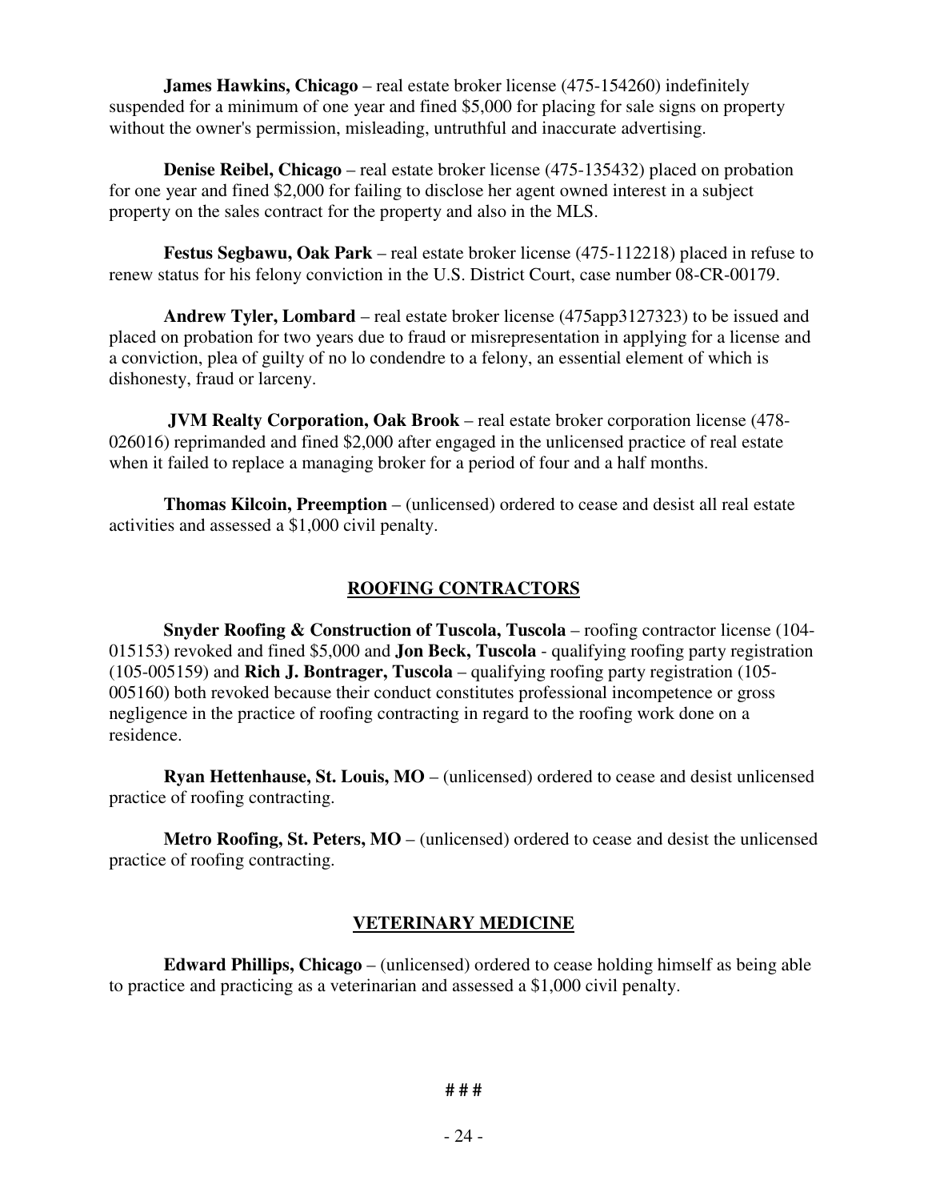**James Hawkins, Chicago** – real estate broker license (475-154260) indefinitely suspended for a minimum of one year and fined $5,000 for placing for sale signs on property without the owner's permission, misleading, untruthful and inaccurate advertising.

**Denise Reibel, Chicago** – real estate broker license (475-135432) placed on probation for one year and fined $2,000 for failing to disclose her agent owned interest in a subject property on the sales contract for the property and also in the MLS.

**Festus Segbawu, Oak Park** – real estate broker license (475-112218) placed in refuse to renew status for his felony conviction in the U.S. District Court, case number 08-CR-00179.

**Andrew Tyler, Lombard** – real estate broker license (475app3127323) to be issued and placed on probation for two years due to fraud or misrepresentation in applying for a license and a conviction, plea of guilty of no lo condendre to a felony, an essential element of which is dishonesty, fraud or larceny.

**JVM Realty Corporation, Oak Brook** – real estate broker corporation license (478-026016) reprimanded and fined $2,000 after engaged in the unlicensed practice of real estate when it failed to replace a managing broker for a period of four and a half months.

**Thomas Kilcoin, Preemption** – (unlicensed) ordered to cease and desist all real estate activities and assessed a $1,000 civil penalty.

## ROOFING CONTRACTORS

**Snyder Roofing & Construction of Tuscola, Tuscola** – roofing contractor license (104-015153) revoked and fined $5,000 and **Jon Beck, Tuscola** - qualifying roofing party registration (105-005159) and **Rich J. Bontrager, Tuscola** – qualifying roofing party registration (105-005160) both revoked because their conduct constitutes professional incompetence or gross negligence in the practice of roofing contracting in regard to the roofing work done on a residence.

**Ryan Hettenhause, St. Louis, MO** – (unlicensed) ordered to cease and desist unlicensed practice of roofing contracting.

**Metro Roofing, St. Peters, MO** – (unlicensed) ordered to cease and desist the unlicensed practice of roofing contracting.

## VETERINARY MEDICINE

**Edward Phillips, Chicago** – (unlicensed) ordered to cease holding himself as being able to practice and practicing as a veterinarian and assessed a $1,000 civil penalty.

# # #